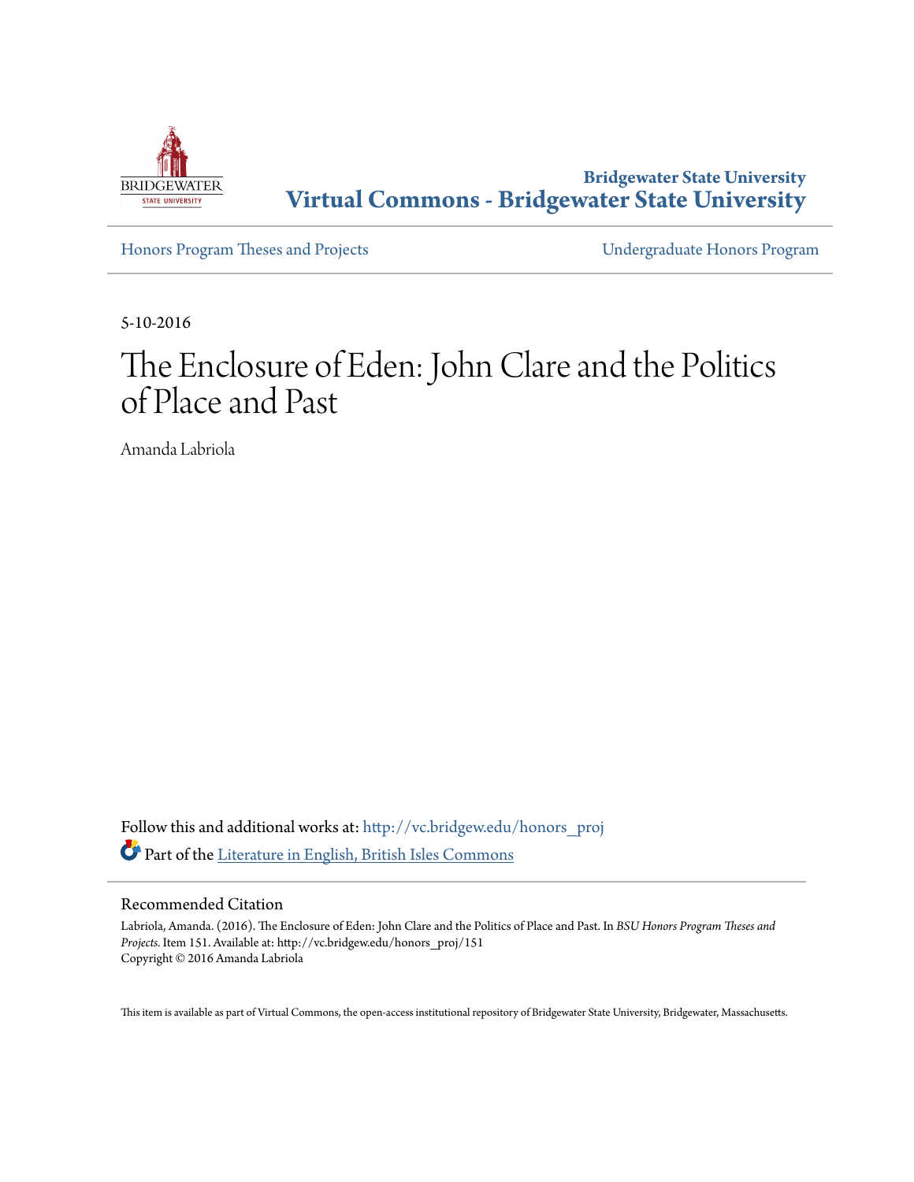Bridgewater State University

# Virtual Commons - Bridgewater State University

Honors Program Theses and Projects

Undergraduate Honors Program

5-10-2016

# The Enclosure of Eden: John Clare and the Politics of Place and Past

Amanda Labriola

Follow this and additional works at: http://vc.bridgew.edu/honors_proj

Part of the Literature in English, British Isles Commons

## Recommended Citation

Labriola, Amanda. (2016). The Enclosure of Eden: John Clare and the Politics of Place and Past. In *BSU Honors Program Theses and Projects.* Item 151. Available at: http://vc.bridgew.edu/honors_proj/151
Copyright © 2016 Amanda Labriola

This item is available as part of Virtual Commons, the open-access institutional repository of Bridgewater State University, Bridgewater, Massachusetts.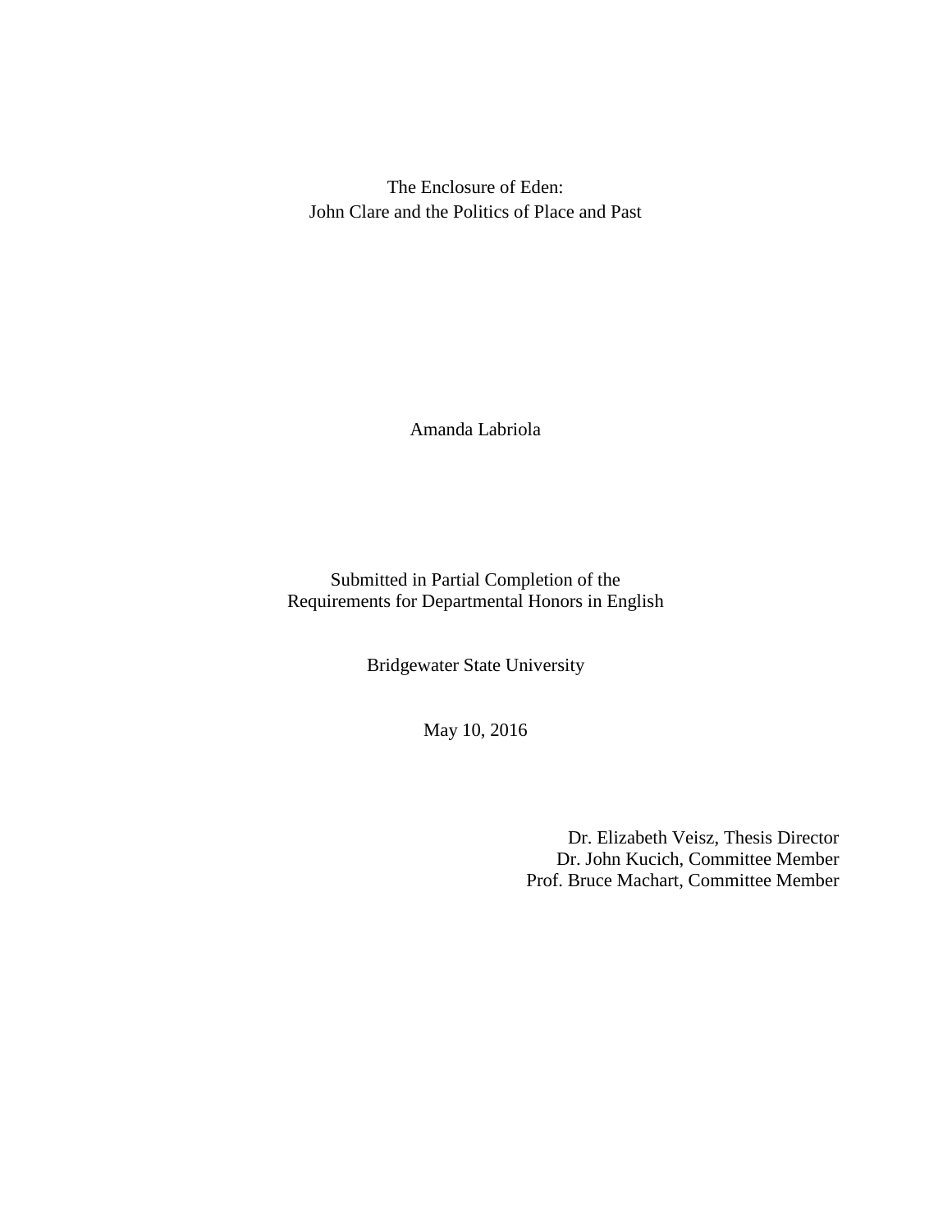# The Enclosure of Eden:
## John Clare and the Politics of Place and Past

Amanda Labriola

Submitted in Partial Completion of the
Requirements for Departmental Honors in English

Bridgewater State University

May 10, 2016

Dr. Elizabeth Veisz, Thesis Director
Dr. John Kucich, Committee Member
Prof. Bruce Machart, Committee Member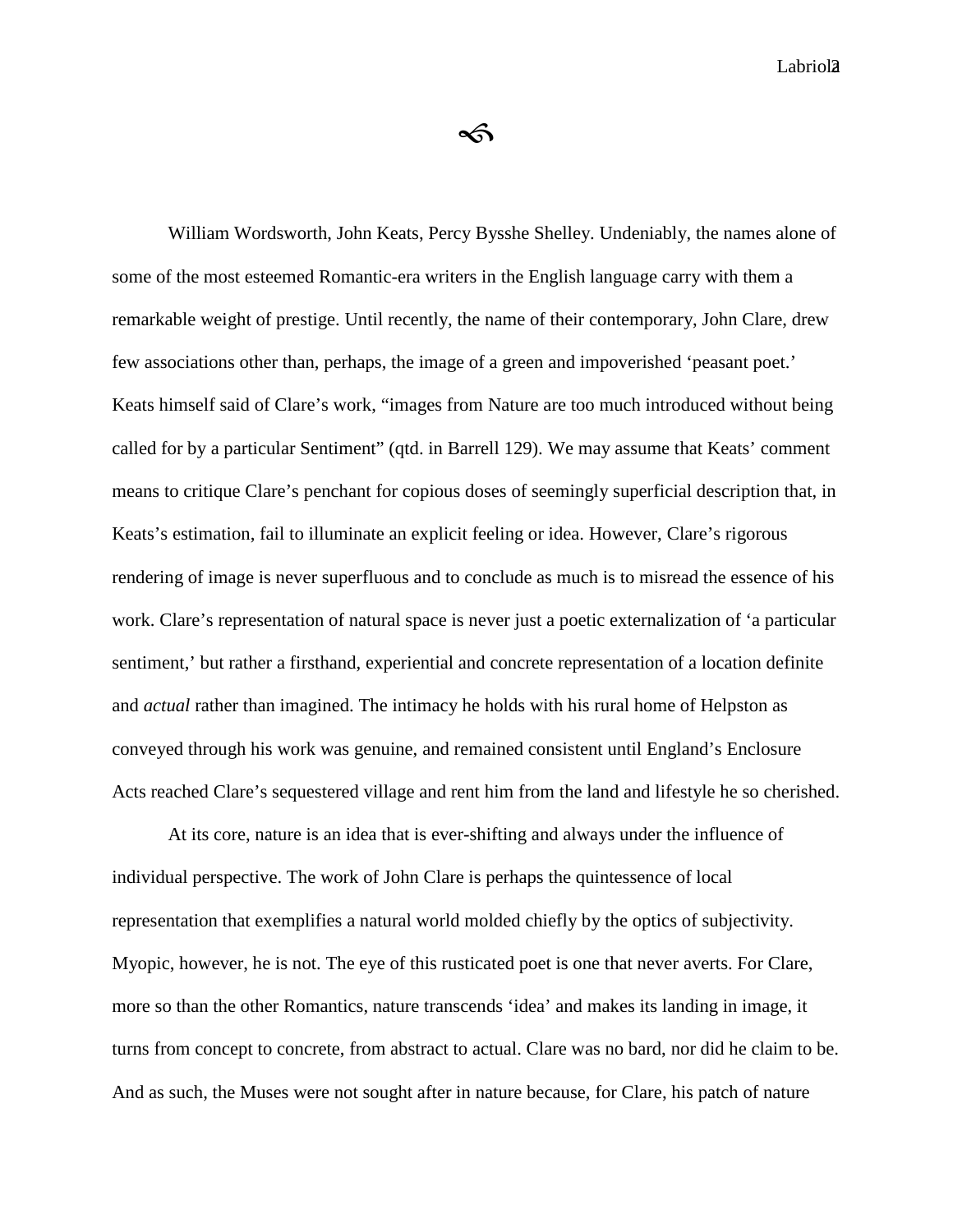William Wordsworth, John Keats, Percy Bysshe Shelley. Undeniably, the names alone of some of the most esteemed Romantic-era writers in the English language carry with them a remarkable weight of prestige. Until recently, the name of their contemporary, John Clare, drew few associations other than, perhaps, the image of a green and impoverished 'peasant poet.' Keats himself said of Clare's work, "images from Nature are too much introduced without being called for by a particular Sentiment" (qtd. in Barrell 129). We may assume that Keats' comment means to critique Clare's penchant for copious doses of seemingly superficial description that, in Keats's estimation, fail to illuminate an explicit feeling or idea. However, Clare's rigorous rendering of image is never superfluous and to conclude as much is to misread the essence of his work. Clare's representation of natural space is never just a poetic externalization of 'a particular sentiment,' but rather a firsthand, experiential and concrete representation of a location definite and *actual* rather than imagined. The intimacy he holds with his rural home of Helpston as conveyed through his work was genuine, and remained consistent until England's Enclosure Acts reached Clare's sequestered village and rent him from the land and lifestyle he so cherished.

At its core, nature is an idea that is ever-shifting and always under the influence of individual perspective. The work of John Clare is perhaps the quintessence of local representation that exemplifies a natural world molded chiefly by the optics of subjectivity. Myopic, however, he is not. The eye of this rusticated poet is one that never averts. For Clare, more so than the other Romantics, nature transcends 'idea' and makes its landing in image, it turns from concept to concrete, from abstract to actual. Clare was no bard, nor did he claim to be. And as such, the Muses were not sought after in nature because, for Clare, his patch of nature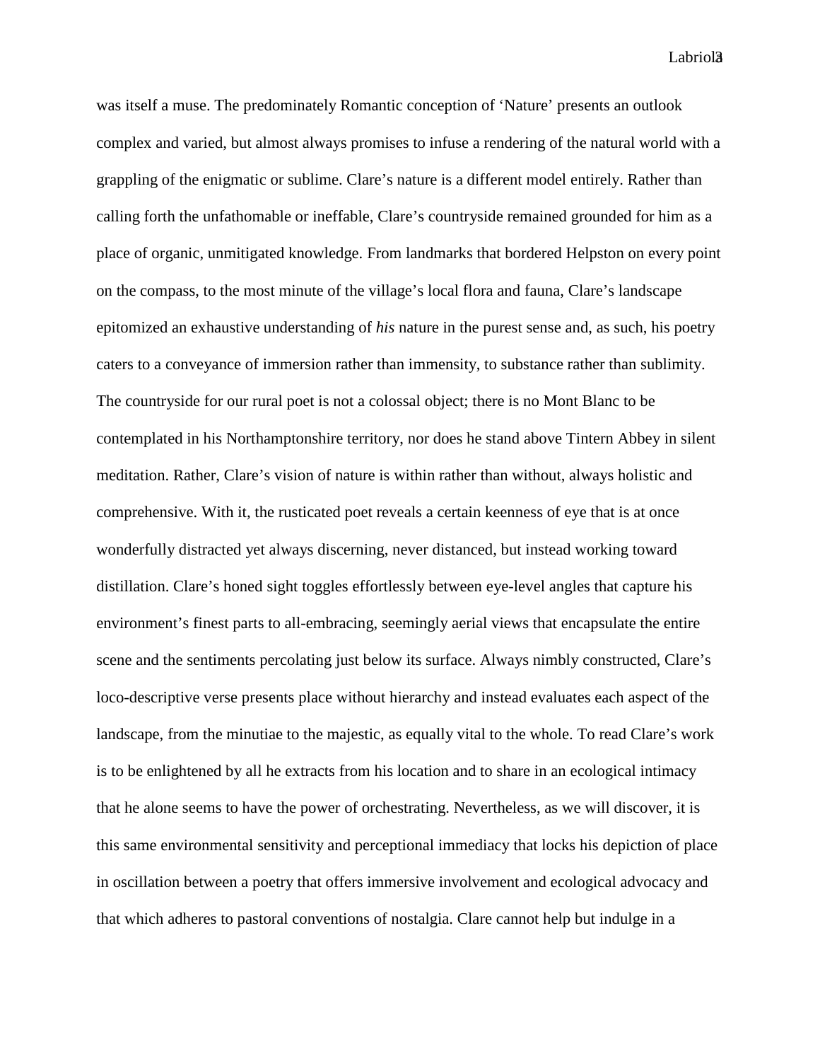was itself a muse. The predominately Romantic conception of 'Nature' presents an outlook complex and varied, but almost always promises to infuse a rendering of the natural world with a grappling of the enigmatic or sublime. Clare's nature is a different model entirely. Rather than calling forth the unfathomable or ineffable, Clare's countryside remained grounded for him as a place of organic, unmitigated knowledge. From landmarks that bordered Helpston on every point on the compass, to the most minute of the village's local flora and fauna, Clare's landscape epitomized an exhaustive understanding of *his* nature in the purest sense and, as such, his poetry caters to a conveyance of immersion rather than immensity, to substance rather than sublimity. The countryside for our rural poet is not a colossal object; there is no Mont Blanc to be contemplated in his Northamptonshire territory, nor does he stand above Tintern Abbey in silent meditation. Rather, Clare's vision of nature is within rather than without, always holistic and comprehensive. With it, the rusticated poet reveals a certain keenness of eye that is at once wonderfully distracted yet always discerning, never distanced, but instead working toward distillation. Clare's honed sight toggles effortlessly between eye-level angles that capture his environment's finest parts to all-embracing, seemingly aerial views that encapsulate the entire scene and the sentiments percolating just below its surface. Always nimbly constructed, Clare's loco-descriptive verse presents place without hierarchy and instead evaluates each aspect of the landscape, from the minutiae to the majestic, as equally vital to the whole. To read Clare's work is to be enlightened by all he extracts from his location and to share in an ecological intimacy that he alone seems to have the power of orchestrating. Nevertheless, as we will discover, it is this same environmental sensitivity and perceptional immediacy that locks his depiction of place in oscillation between a poetry that offers immersive involvement and ecological advocacy and that which adheres to pastoral conventions of nostalgia. Clare cannot help but indulge in a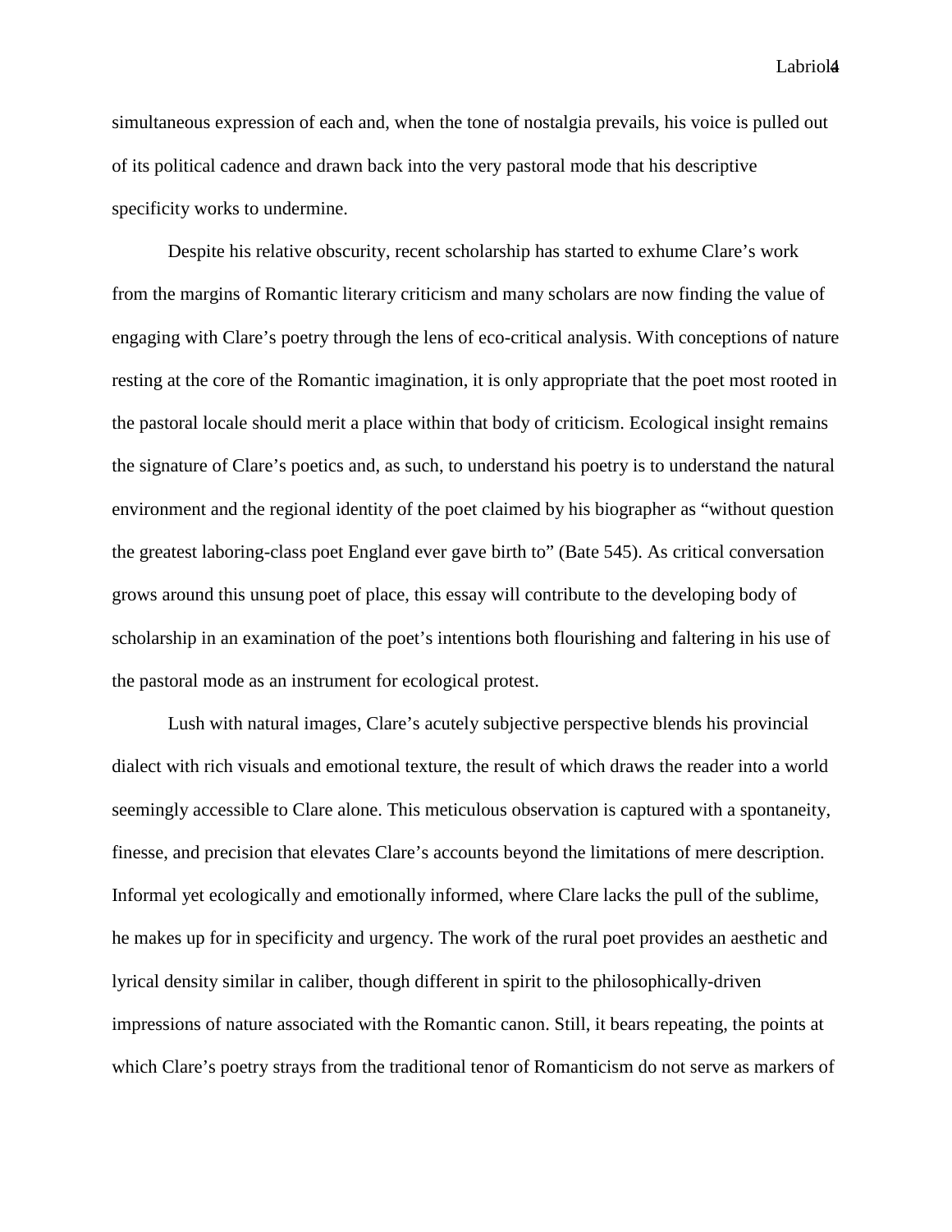simultaneous expression of each and, when the tone of nostalgia prevails, his voice is pulled out of its political cadence and drawn back into the very pastoral mode that his descriptive specificity works to undermine.

Despite his relative obscurity, recent scholarship has started to exhume Clare's work from the margins of Romantic literary criticism and many scholars are now finding the value of engaging with Clare's poetry through the lens of eco-critical analysis. With conceptions of nature resting at the core of the Romantic imagination, it is only appropriate that the poet most rooted in the pastoral locale should merit a place within that body of criticism. Ecological insight remains the signature of Clare's poetics and, as such, to understand his poetry is to understand the natural environment and the regional identity of the poet claimed by his biographer as "without question the greatest laboring-class poet England ever gave birth to" (Bate 545). As critical conversation grows around this unsung poet of place, this essay will contribute to the developing body of scholarship in an examination of the poet's intentions both flourishing and faltering in his use of the pastoral mode as an instrument for ecological protest.

Lush with natural images, Clare's acutely subjective perspective blends his provincial dialect with rich visuals and emotional texture, the result of which draws the reader into a world seemingly accessible to Clare alone. This meticulous observation is captured with a spontaneity, finesse, and precision that elevates Clare's accounts beyond the limitations of mere description. Informal yet ecologically and emotionally informed, where Clare lacks the pull of the sublime, he makes up for in specificity and urgency. The work of the rural poet provides an aesthetic and lyrical density similar in caliber, though different in spirit to the philosophically-driven impressions of nature associated with the Romantic canon. Still, it bears repeating, the points at which Clare's poetry strays from the traditional tenor of Romanticism do not serve as markers of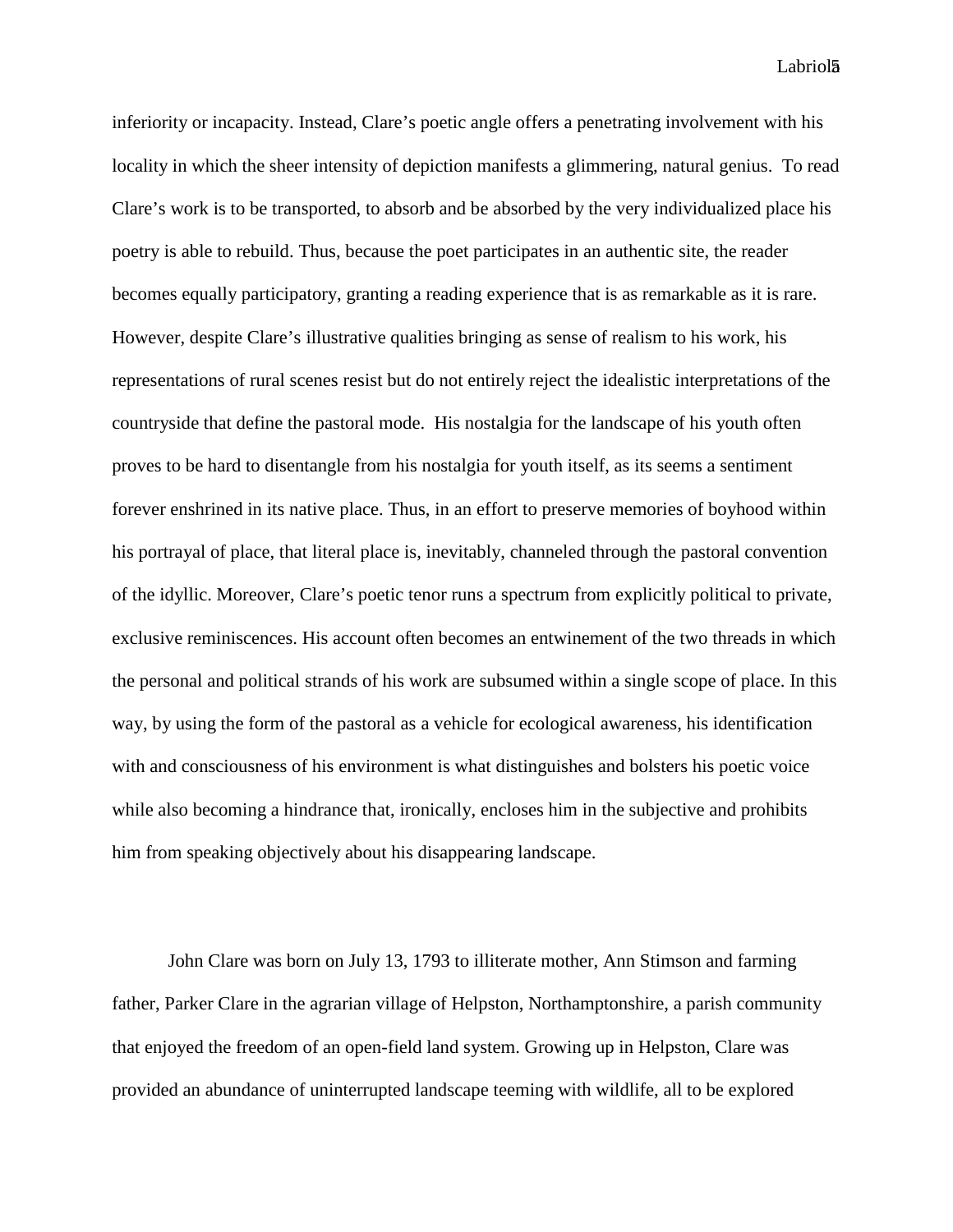inferiority or incapacity. Instead, Clare's poetic angle offers a penetrating involvement with his locality in which the sheer intensity of depiction manifests a glimmering, natural genius. To read Clare's work is to be transported, to absorb and be absorbed by the very individualized place his poetry is able to rebuild. Thus, because the poet participates in an authentic site, the reader becomes equally participatory, granting a reading experience that is as remarkable as it is rare. However, despite Clare's illustrative qualities bringing as sense of realism to his work, his representations of rural scenes resist but do not entirely reject the idealistic interpretations of the countryside that define the pastoral mode. His nostalgia for the landscape of his youth often proves to be hard to disentangle from his nostalgia for youth itself, as its seems a sentiment forever enshrined in its native place. Thus, in an effort to preserve memories of boyhood within his portrayal of place, that literal place is, inevitably, channeled through the pastoral convention of the idyllic. Moreover, Clare's poetic tenor runs a spectrum from explicitly political to private, exclusive reminiscences. His account often becomes an entwinement of the two threads in which the personal and political strands of his work are subsumed within a single scope of place. In this way, by using the form of the pastoral as a vehicle for ecological awareness, his identification with and consciousness of his environment is what distinguishes and bolsters his poetic voice while also becoming a hindrance that, ironically, encloses him in the subjective and prohibits him from speaking objectively about his disappearing landscape.

John Clare was born on July 13, 1793 to illiterate mother, Ann Stimson and farming father, Parker Clare in the agrarian village of Helpston, Northamptonshire, a parish community that enjoyed the freedom of an open-field land system. Growing up in Helpston, Clare was provided an abundance of uninterrupted landscape teeming with wildlife, all to be explored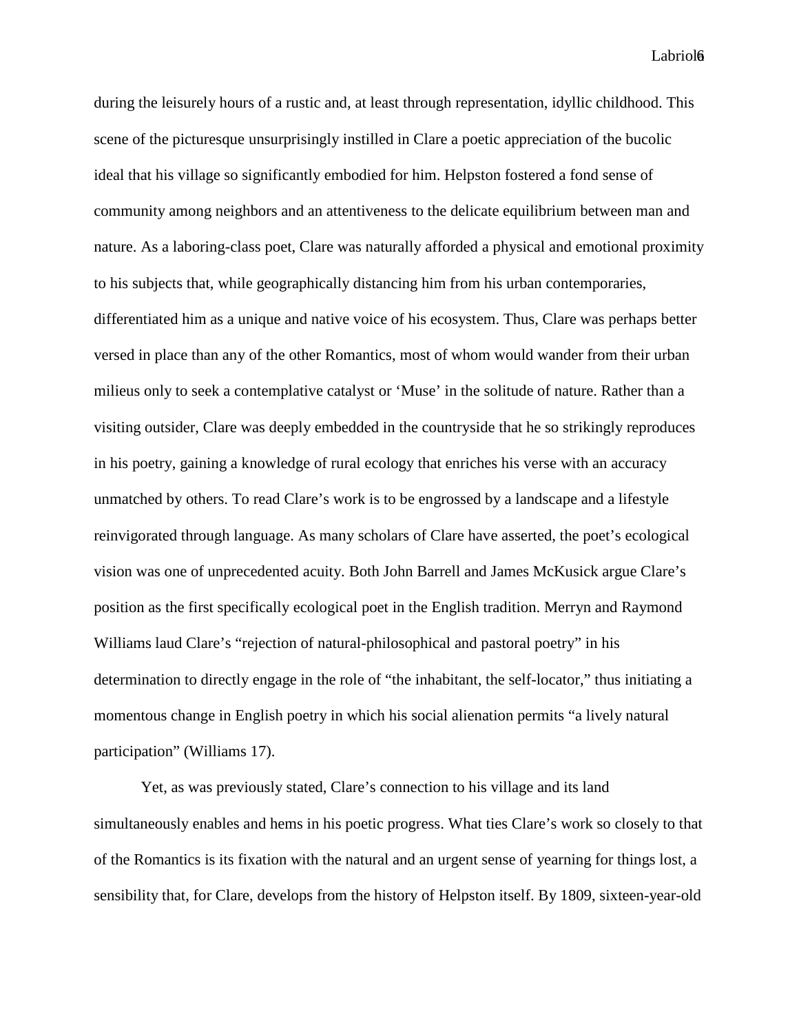during the leisurely hours of a rustic and, at least through representation, idyllic childhood. This scene of the picturesque unsurprisingly instilled in Clare a poetic appreciation of the bucolic ideal that his village so significantly embodied for him. Helpston fostered a fond sense of community among neighbors and an attentiveness to the delicate equilibrium between man and nature. As a laboring-class poet, Clare was naturally afforded a physical and emotional proximity to his subjects that, while geographically distancing him from his urban contemporaries, differentiated him as a unique and native voice of his ecosystem. Thus, Clare was perhaps better versed in place than any of the other Romantics, most of whom would wander from their urban milieus only to seek a contemplative catalyst or 'Muse' in the solitude of nature. Rather than a visiting outsider, Clare was deeply embedded in the countryside that he so strikingly reproduces in his poetry, gaining a knowledge of rural ecology that enriches his verse with an accuracy unmatched by others. To read Clare's work is to be engrossed by a landscape and a lifestyle reinvigorated through language. As many scholars of Clare have asserted, the poet's ecological vision was one of unprecedented acuity. Both John Barrell and James McKusick argue Clare's position as the first specifically ecological poet in the English tradition. Merryn and Raymond Williams laud Clare's "rejection of natural-philosophical and pastoral poetry" in his determination to directly engage in the role of "the inhabitant, the self-locator," thus initiating a momentous change in English poetry in which his social alienation permits "a lively natural participation" (Williams 17).

Yet, as was previously stated, Clare's connection to his village and its land simultaneously enables and hems in his poetic progress. What ties Clare's work so closely to that of the Romantics is its fixation with the natural and an urgent sense of yearning for things lost, a sensibility that, for Clare, develops from the history of Helpston itself. By 1809, sixteen-year-old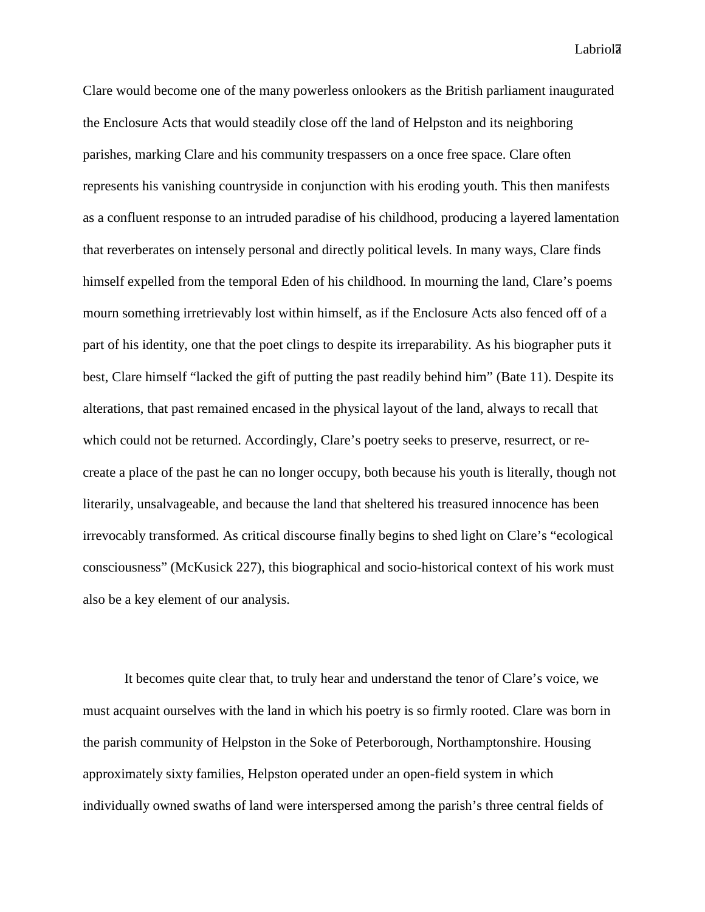Clare would become one of the many powerless onlookers as the British parliament inaugurated the Enclosure Acts that would steadily close off the land of Helpston and its neighboring parishes, marking Clare and his community trespassers on a once free space. Clare often represents his vanishing countryside in conjunction with his eroding youth. This then manifests as a confluent response to an intruded paradise of his childhood, producing a layered lamentation that reverberates on intensely personal and directly political levels. In many ways, Clare finds himself expelled from the temporal Eden of his childhood. In mourning the land, Clare's poems mourn something irretrievably lost within himself, as if the Enclosure Acts also fenced off of a part of his identity, one that the poet clings to despite its irreparability. As his biographer puts it best, Clare himself "lacked the gift of putting the past readily behind him" (Bate 11). Despite its alterations, that past remained encased in the physical layout of the land, always to recall that which could not be returned. Accordingly, Clare's poetry seeks to preserve, resurrect, or re-create a place of the past he can no longer occupy, both because his youth is literally, though not literarily, unsalvageable, and because the land that sheltered his treasured innocence has been irrevocably transformed. As critical discourse finally begins to shed light on Clare's "ecological consciousness" (McKusick 227), this biographical and socio-historical context of his work must also be a key element of our analysis.

It becomes quite clear that, to truly hear and understand the tenor of Clare's voice, we must acquaint ourselves with the land in which his poetry is so firmly rooted. Clare was born in the parish community of Helpston in the Soke of Peterborough, Northamptonshire. Housing approximately sixty families, Helpston operated under an open-field system in which individually owned swaths of land were interspersed among the parish's three central fields of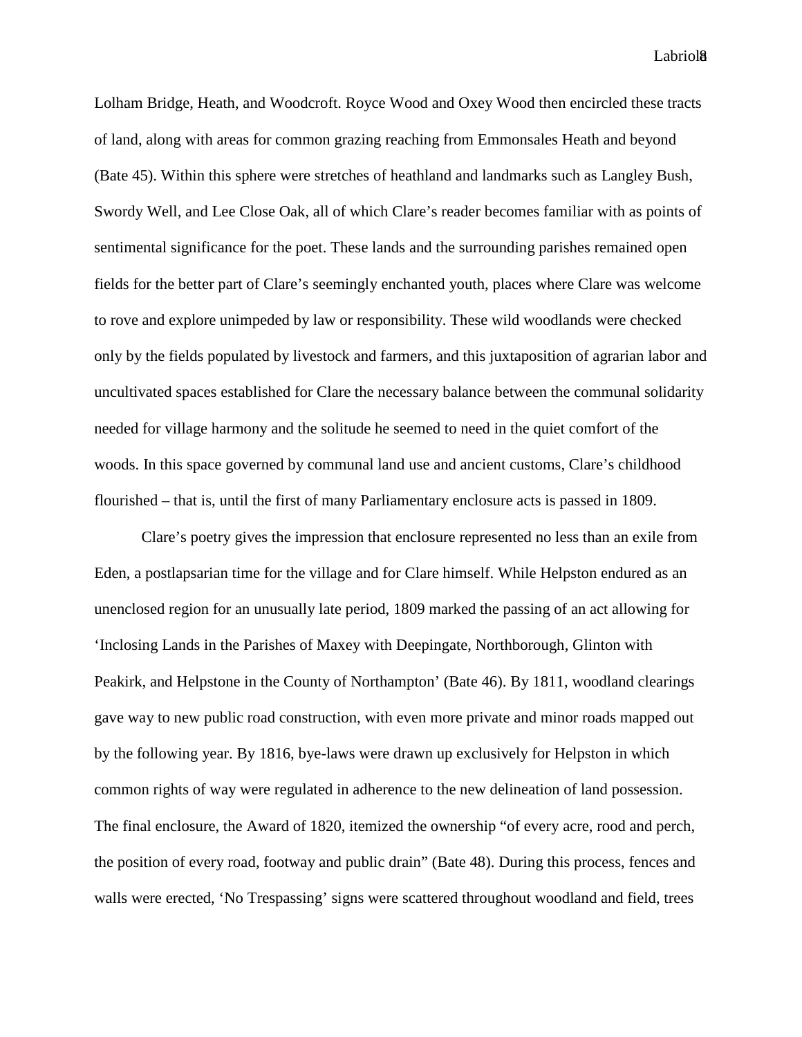Lolham Bridge, Heath, and Woodcroft. Royce Wood and Oxey Wood then encircled these tracts of land, along with areas for common grazing reaching from Emmonsales Heath and beyond (Bate 45). Within this sphere were stretches of heathland and landmarks such as Langley Bush, Swordy Well, and Lee Close Oak, all of which Clare's reader becomes familiar with as points of sentimental significance for the poet. These lands and the surrounding parishes remained open fields for the better part of Clare's seemingly enchanted youth, places where Clare was welcome to rove and explore unimpeded by law or responsibility. These wild woodlands were checked only by the fields populated by livestock and farmers, and this juxtaposition of agrarian labor and uncultivated spaces established for Clare the necessary balance between the communal solidarity needed for village harmony and the solitude he seemed to need in the quiet comfort of the woods. In this space governed by communal land use and ancient customs, Clare's childhood flourished – that is, until the first of many Parliamentary enclosure acts is passed in 1809.

Clare's poetry gives the impression that enclosure represented no less than an exile from Eden, a postlapsarian time for the village and for Clare himself. While Helpston endured as an unenclosed region for an unusually late period, 1809 marked the passing of an act allowing for 'Inclosing Lands in the Parishes of Maxey with Deepingate, Northborough, Glinton with Peakirk, and Helpstone in the County of Northampton' (Bate 46). By 1811, woodland clearings gave way to new public road construction, with even more private and minor roads mapped out by the following year. By 1816, bye-laws were drawn up exclusively for Helpston in which common rights of way were regulated in adherence to the new delineation of land possession. The final enclosure, the Award of 1820, itemized the ownership "of every acre, rood and perch, the position of every road, footway and public drain" (Bate 48). During this process, fences and walls were erected, 'No Trespassing' signs were scattered throughout woodland and field, trees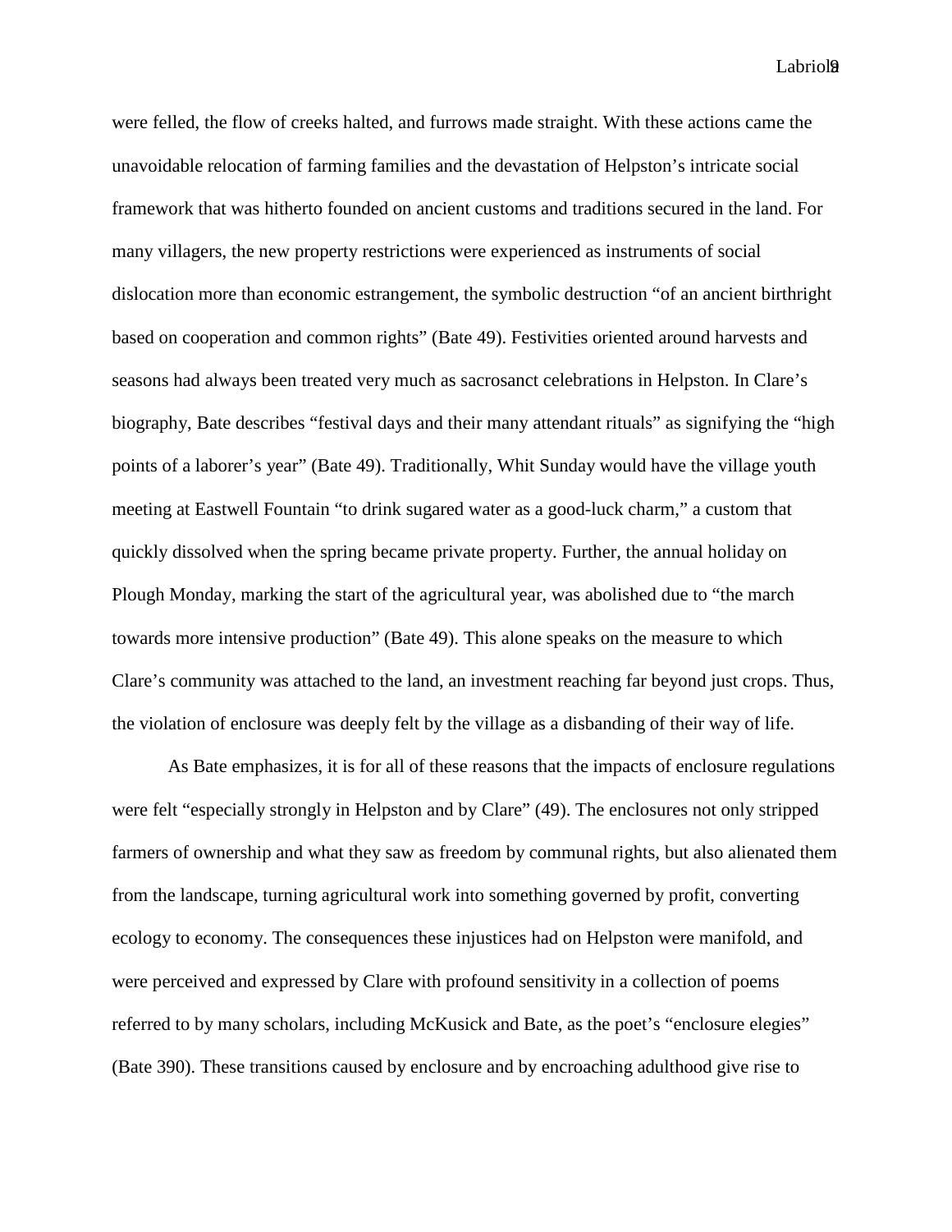were felled, the flow of creeks halted, and furrows made straight. With these actions came the unavoidable relocation of farming families and the devastation of Helpston's intricate social framework that was hitherto founded on ancient customs and traditions secured in the land. For many villagers, the new property restrictions were experienced as instruments of social dislocation more than economic estrangement, the symbolic destruction "of an ancient birthright based on cooperation and common rights" (Bate 49). Festivities oriented around harvests and seasons had always been treated very much as sacrosanct celebrations in Helpston. In Clare's biography, Bate describes "festival days and their many attendant rituals" as signifying the "high points of a laborer's year" (Bate 49). Traditionally, Whit Sunday would have the village youth meeting at Eastwell Fountain "to drink sugared water as a good-luck charm," a custom that quickly dissolved when the spring became private property. Further, the annual holiday on Plough Monday, marking the start of the agricultural year, was abolished due to "the march towards more intensive production" (Bate 49). This alone speaks on the measure to which Clare's community was attached to the land, an investment reaching far beyond just crops. Thus, the violation of enclosure was deeply felt by the village as a disbanding of their way of life.

As Bate emphasizes, it is for all of these reasons that the impacts of enclosure regulations were felt "especially strongly in Helpston and by Clare" (49). The enclosures not only stripped farmers of ownership and what they saw as freedom by communal rights, but also alienated them from the landscape, turning agricultural work into something governed by profit, converting ecology to economy. The consequences these injustices had on Helpston were manifold, and were perceived and expressed by Clare with profound sensitivity in a collection of poems referred to by many scholars, including McKusick and Bate, as the poet's "enclosure elegies" (Bate 390). These transitions caused by enclosure and by encroaching adulthood give rise to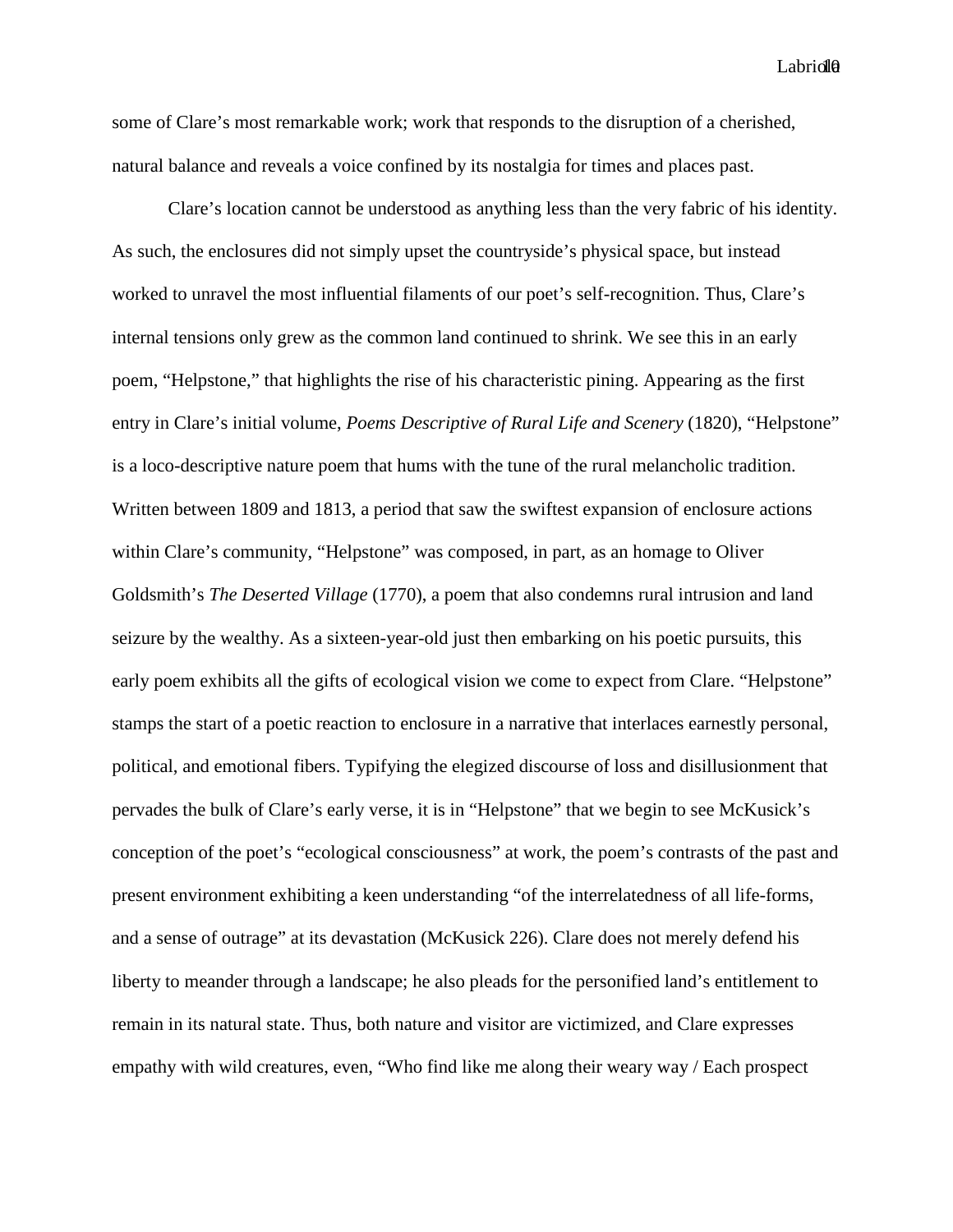some of Clare's most remarkable work; work that responds to the disruption of a cherished, natural balance and reveals a voice confined by its nostalgia for times and places past.

Clare's location cannot be understood as anything less than the very fabric of his identity. As such, the enclosures did not simply upset the countryside's physical space, but instead worked to unravel the most influential filaments of our poet's self-recognition. Thus, Clare's internal tensions only grew as the common land continued to shrink. We see this in an early poem, "Helpstone," that highlights the rise of his characteristic pining. Appearing as the first entry in Clare's initial volume, *Poems Descriptive of Rural Life and Scenery* (1820), "Helpstone" is a loco-descriptive nature poem that hums with the tune of the rural melancholic tradition. Written between 1809 and 1813, a period that saw the swiftest expansion of enclosure actions within Clare's community, "Helpstone" was composed, in part, as an homage to Oliver Goldsmith's *The Deserted Village* (1770), a poem that also condemns rural intrusion and land seizure by the wealthy. As a sixteen-year-old just then embarking on his poetic pursuits, this early poem exhibits all the gifts of ecological vision we come to expect from Clare. "Helpstone" stamps the start of a poetic reaction to enclosure in a narrative that interlaces earnestly personal, political, and emotional fibers. Typifying the elegized discourse of loss and disillusionment that pervades the bulk of Clare's early verse, it is in "Helpstone" that we begin to see McKusick's conception of the poet's "ecological consciousness" at work, the poem's contrasts of the past and present environment exhibiting a keen understanding "of the interrelatedness of all life-forms, and a sense of outrage" at its devastation (McKusick 226). Clare does not merely defend his liberty to meander through a landscape; he also pleads for the personified land's entitlement to remain in its natural state. Thus, both nature and visitor are victimized, and Clare expresses empathy with wild creatures, even, "Who find like me along their weary way / Each prospect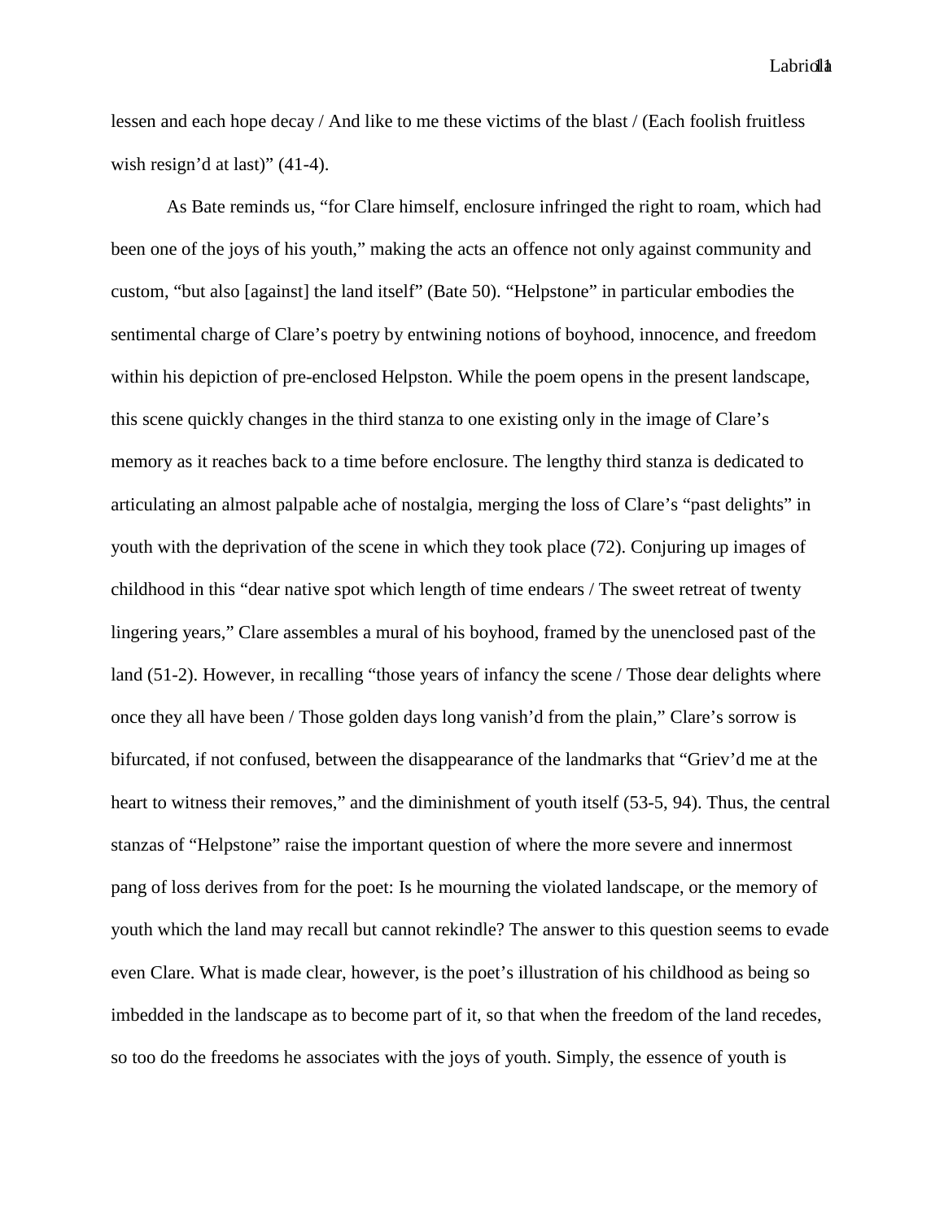lessen and each hope decay / And like to me these victims of the blast / (Each foolish fruitless wish resign'd at last)" (41-4).

As Bate reminds us, "for Clare himself, enclosure infringed the right to roam, which had been one of the joys of his youth," making the acts an offence not only against community and custom, "but also [against] the land itself" (Bate 50). "Helpstone" in particular embodies the sentimental charge of Clare's poetry by entwining notions of boyhood, innocence, and freedom within his depiction of pre-enclosed Helpston. While the poem opens in the present landscape, this scene quickly changes in the third stanza to one existing only in the image of Clare's memory as it reaches back to a time before enclosure. The lengthy third stanza is dedicated to articulating an almost palpable ache of nostalgia, merging the loss of Clare's "past delights" in youth with the deprivation of the scene in which they took place (72). Conjuring up images of childhood in this "dear native spot which length of time endears / The sweet retreat of twenty lingering years," Clare assembles a mural of his boyhood, framed by the unenclosed past of the land (51-2). However, in recalling "those years of infancy the scene / Those dear delights where once they all have been / Those golden days long vanish'd from the plain," Clare's sorrow is bifurcated, if not confused, between the disappearance of the landmarks that "Griev'd me at the heart to witness their removes," and the diminishment of youth itself (53-5, 94). Thus, the central stanzas of "Helpstone" raise the important question of where the more severe and innermost pang of loss derives from for the poet: Is he mourning the violated landscape, or the memory of youth which the land may recall but cannot rekindle? The answer to this question seems to evade even Clare. What is made clear, however, is the poet's illustration of his childhood as being so imbedded in the landscape as to become part of it, so that when the freedom of the land recedes, so too do the freedoms he associates with the joys of youth. Simply, the essence of youth is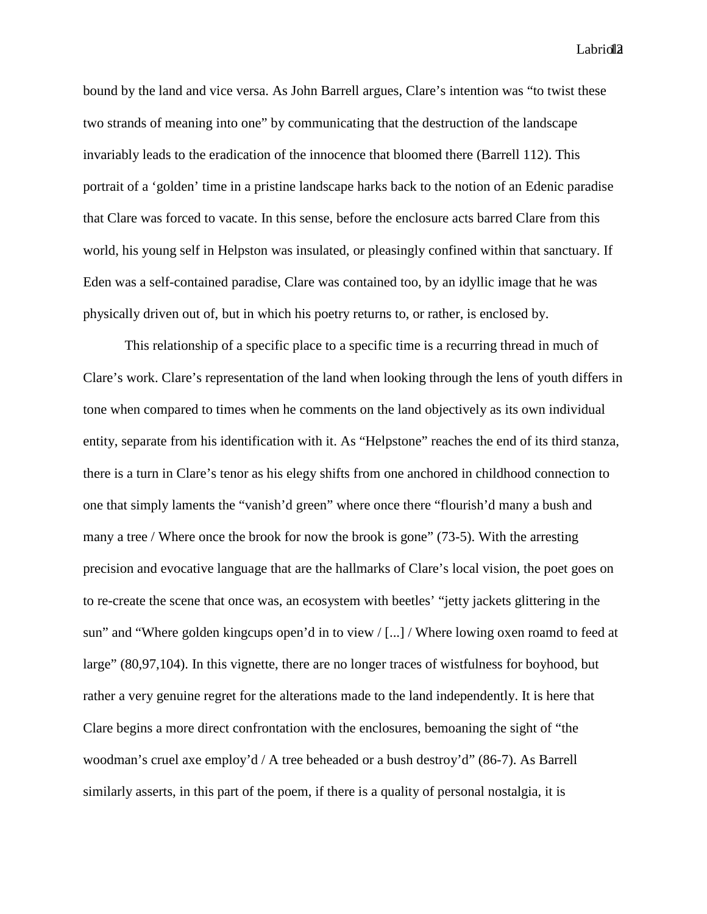bound by the land and vice versa. As John Barrell argues, Clare's intention was "to twist these two strands of meaning into one" by communicating that the destruction of the landscape invariably leads to the eradication of the innocence that bloomed there (Barrell 112). This portrait of a 'golden' time in a pristine landscape harks back to the notion of an Edenic paradise that Clare was forced to vacate. In this sense, before the enclosure acts barred Clare from this world, his young self in Helpston was insulated, or pleasingly confined within that sanctuary. If Eden was a self-contained paradise, Clare was contained too, by an idyllic image that he was physically driven out of, but in which his poetry returns to, or rather, is enclosed by.

This relationship of a specific place to a specific time is a recurring thread in much of Clare's work. Clare's representation of the land when looking through the lens of youth differs in tone when compared to times when he comments on the land objectively as its own individual entity, separate from his identification with it. As "Helpstone" reaches the end of its third stanza, there is a turn in Clare's tenor as his elegy shifts from one anchored in childhood connection to one that simply laments the "vanish'd green" where once there "flourish'd many a bush and many a tree / Where once the brook for now the brook is gone" (73-5). With the arresting precision and evocative language that are the hallmarks of Clare's local vision, the poet goes on to re-create the scene that once was, an ecosystem with beetles' "jetty jackets glittering in the sun" and "Where golden kingcups open'd in to view / [...] / Where lowing oxen roamd to feed at large" (80,97,104). In this vignette, there are no longer traces of wistfulness for boyhood, but rather a very genuine regret for the alterations made to the land independently. It is here that Clare begins a more direct confrontation with the enclosures, bemoaning the sight of "the woodman's cruel axe employ'd / A tree beheaded or a bush destroy'd" (86-7). As Barrell similarly asserts, in this part of the poem, if there is a quality of personal nostalgia, it is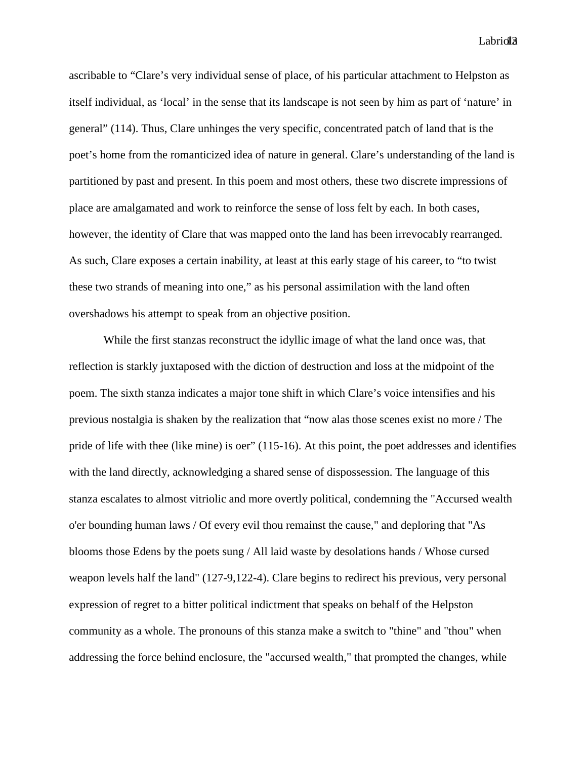ascribable to “Clare’s very individual sense of place, of his particular attachment to Helpston as itself individual, as ‘local’ in the sense that its landscape is not seen by him as part of ‘nature’ in general” (114). Thus, Clare unhinges the very specific, concentrated patch of land that is the poet’s home from the romanticized idea of nature in general. Clare’s understanding of the land is partitioned by past and present. In this poem and most others, these two discrete impressions of place are amalgamated and work to reinforce the sense of loss felt by each. In both cases, however, the identity of Clare that was mapped onto the land has been irrevocably rearranged. As such, Clare exposes a certain inability, at least at this early stage of his career, to “to twist these two strands of meaning into one,” as his personal assimilation with the land often overshadows his attempt to speak from an objective position.

While the first stanzas reconstruct the idyllic image of what the land once was, that reflection is starkly juxtaposed with the diction of destruction and loss at the midpoint of the poem. The sixth stanza indicates a major tone shift in which Clare’s voice intensifies and his previous nostalgia is shaken by the realization that “now alas those scenes exist no more / The pride of life with thee (like mine) is oer” (115-16). At this point, the poet addresses and identifies with the land directly, acknowledging a shared sense of dispossession. The language of this stanza escalates to almost vitriolic and more overtly political, condemning the "Accursed wealth o'er bounding human laws / Of every evil thou remainst the cause," and deploring that "As blooms those Edens by the poets sung / All laid waste by desolations hands / Whose cursed weapon levels half the land" (127-9,122-4). Clare begins to redirect his previous, very personal expression of regret to a bitter political indictment that speaks on behalf of the Helpston community as a whole. The pronouns of this stanza make a switch to "thine" and "thou" when addressing the force behind enclosure, the "accursed wealth," that prompted the changes, while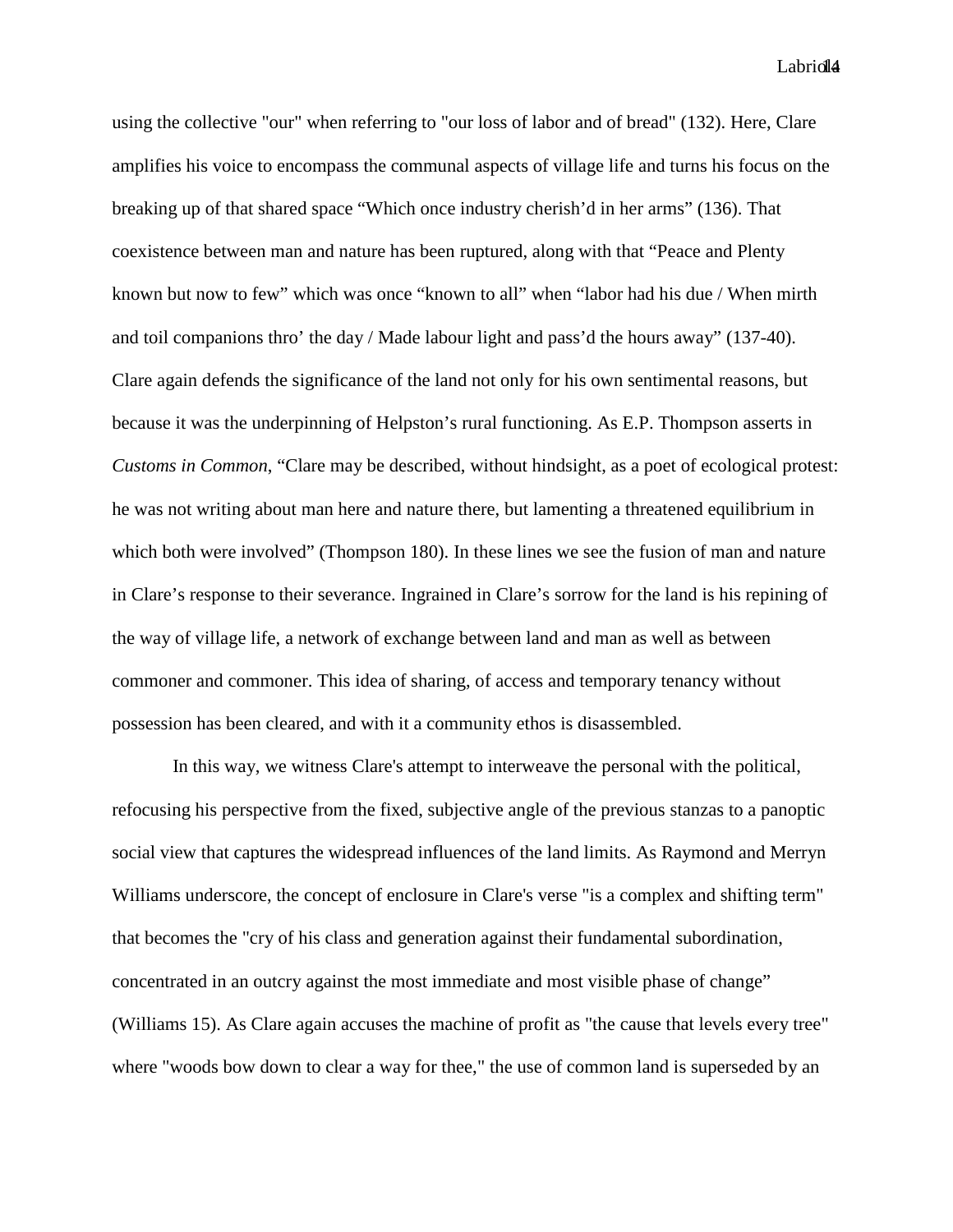using the collective "our" when referring to "our loss of labor and of bread" (132). Here, Clare amplifies his voice to encompass the communal aspects of village life and turns his focus on the breaking up of that shared space "Which once industry cherish'd in her arms" (136). That coexistence between man and nature has been ruptured, along with that "Peace and Plenty known but now to few" which was once "known to all" when "labor had his due / When mirth and toil companions thro' the day / Made labour light and pass'd the hours away" (137-40). Clare again defends the significance of the land not only for his own sentimental reasons, but because it was the underpinning of Helpston's rural functioning. As E.P. Thompson asserts in *Customs in Common*, "Clare may be described, without hindsight, as a poet of ecological protest: he was not writing about man here and nature there, but lamenting a threatened equilibrium in which both were involved" (Thompson 180). In these lines we see the fusion of man and nature in Clare's response to their severance. Ingrained in Clare's sorrow for the land is his repining of the way of village life, a network of exchange between land and man as well as between commoner and commoner. This idea of sharing, of access and temporary tenancy without possession has been cleared, and with it a community ethos is disassembled.

In this way, we witness Clare's attempt to interweave the personal with the political, refocusing his perspective from the fixed, subjective angle of the previous stanzas to a panoptic social view that captures the widespread influences of the land limits. As Raymond and Merryn Williams underscore, the concept of enclosure in Clare's verse "is a complex and shifting term" that becomes the "cry of his class and generation against their fundamental subordination, concentrated in an outcry against the most immediate and most visible phase of change" (Williams 15). As Clare again accuses the machine of profit as "the cause that levels every tree" where "woods bow down to clear a way for thee," the use of common land is superseded by an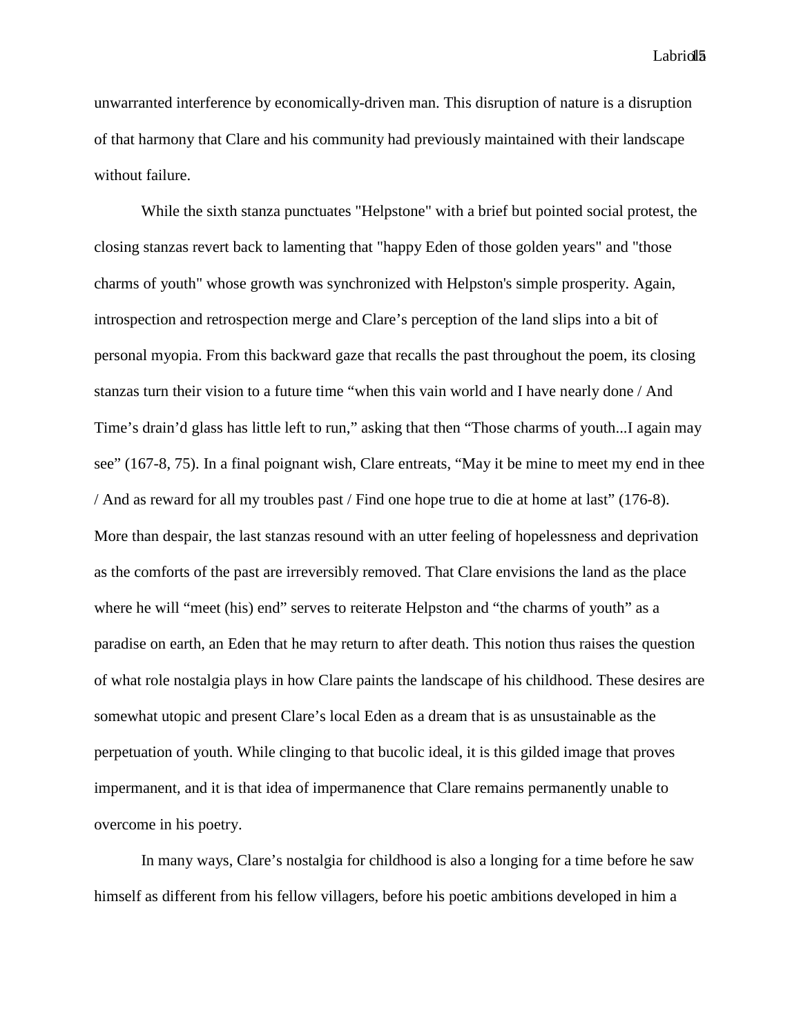unwarranted interference by economically-driven man. This disruption of nature is a disruption of that harmony that Clare and his community had previously maintained with their landscape without failure.

While the sixth stanza punctuates "Helpstone" with a brief but pointed social protest, the closing stanzas revert back to lamenting that "happy Eden of those golden years" and "those charms of youth" whose growth was synchronized with Helpston's simple prosperity. Again, introspection and retrospection merge and Clare's perception of the land slips into a bit of personal myopia. From this backward gaze that recalls the past throughout the poem, its closing stanzas turn their vision to a future time "when this vain world and I have nearly done / And Time's drain'd glass has little left to run," asking that then "Those charms of youth...I again may see" (167-8, 75). In a final poignant wish, Clare entreats, "May it be mine to meet my end in thee / And as reward for all my troubles past / Find one hope true to die at home at last" (176-8). More than despair, the last stanzas resound with an utter feeling of hopelessness and deprivation as the comforts of the past are irreversibly removed. That Clare envisions the land as the place where he will "meet (his) end" serves to reiterate Helpston and "the charms of youth" as a paradise on earth, an Eden that he may return to after death. This notion thus raises the question of what role nostalgia plays in how Clare paints the landscape of his childhood. These desires are somewhat utopic and present Clare's local Eden as a dream that is as unsustainable as the perpetuation of youth. While clinging to that bucolic ideal, it is this gilded image that proves impermanent, and it is that idea of impermanence that Clare remains permanently unable to overcome in his poetry.

In many ways, Clare's nostalgia for childhood is also a longing for a time before he saw himself as different from his fellow villagers, before his poetic ambitions developed in him a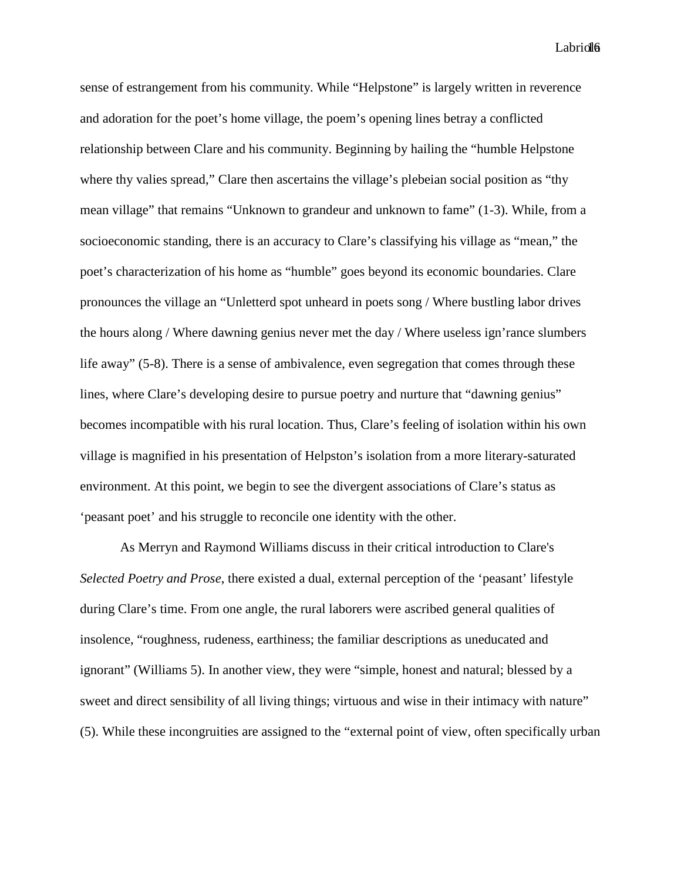sense of estrangement from his community. While "Helpstone" is largely written in reverence and adoration for the poet's home village, the poem's opening lines betray a conflicted relationship between Clare and his community. Beginning by hailing the "humble Helpstone where thy valies spread," Clare then ascertains the village's plebeian social position as "thy mean village" that remains "Unknown to grandeur and unknown to fame" (1-3). While, from a socioeconomic standing, there is an accuracy to Clare's classifying his village as "mean," the poet's characterization of his home as "humble" goes beyond its economic boundaries. Clare pronounces the village an "Unletterd spot unheard in poets song / Where bustling labor drives the hours along / Where dawning genius never met the day / Where useless ign'rance slumbers life away" (5-8). There is a sense of ambivalence, even segregation that comes through these lines, where Clare's developing desire to pursue poetry and nurture that "dawning genius" becomes incompatible with his rural location. Thus, Clare's feeling of isolation within his own village is magnified in his presentation of Helpston's isolation from a more literary-saturated environment. At this point, we begin to see the divergent associations of Clare's status as 'peasant poet' and his struggle to reconcile one identity with the other.

As Merryn and Raymond Williams discuss in their critical introduction to Clare's *Selected Poetry and Prose*, there existed a dual, external perception of the 'peasant' lifestyle during Clare's time. From one angle, the rural laborers were ascribed general qualities of insolence, "roughness, rudeness, earthiness; the familiar descriptions as uneducated and ignorant" (Williams 5). In another view, they were "simple, honest and natural; blessed by a sweet and direct sensibility of all living things; virtuous and wise in their intimacy with nature" (5). While these incongruities are assigned to the "external point of view, often specifically urban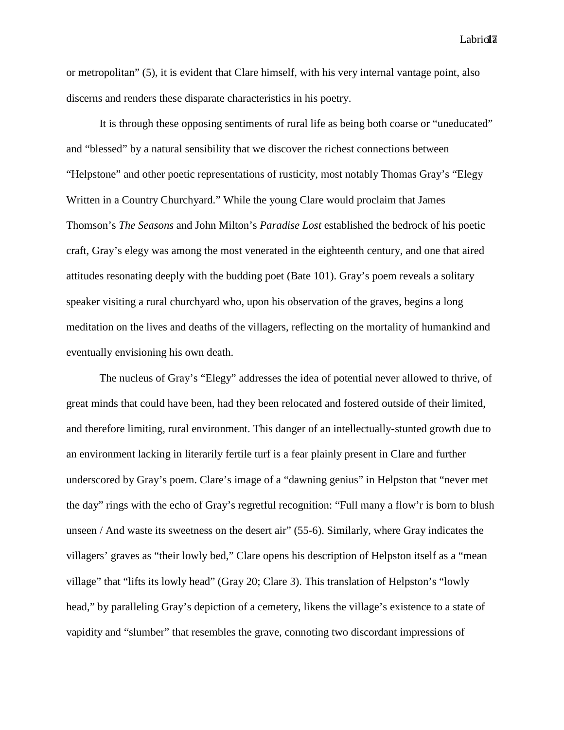or metropolitan" (5), it is evident that Clare himself, with his very internal vantage point, also discerns and renders these disparate characteristics in his poetry.

It is through these opposing sentiments of rural life as being both coarse or "uneducated" and "blessed" by a natural sensibility that we discover the richest connections between "Helpstone" and other poetic representations of rusticity, most notably Thomas Gray's "Elegy Written in a Country Churchyard." While the young Clare would proclaim that James Thomson's *The Seasons* and John Milton's *Paradise Lost* established the bedrock of his poetic craft, Gray's elegy was among the most venerated in the eighteenth century, and one that aired attitudes resonating deeply with the budding poet (Bate 101). Gray's poem reveals a solitary speaker visiting a rural churchyard who, upon his observation of the graves, begins a long meditation on the lives and deaths of the villagers, reflecting on the mortality of humankind and eventually envisioning his own death.

The nucleus of Gray's "Elegy" addresses the idea of potential never allowed to thrive, of great minds that could have been, had they been relocated and fostered outside of their limited, and therefore limiting, rural environment. This danger of an intellectually-stunted growth due to an environment lacking in literarily fertile turf is a fear plainly present in Clare and further underscored by Gray's poem. Clare's image of a "dawning genius" in Helpston that "never met the day" rings with the echo of Gray's regretful recognition: "Full many a flow'r is born to blush unseen / And waste its sweetness on the desert air" (55-6). Similarly, where Gray indicates the villagers' graves as "their lowly bed," Clare opens his description of Helpston itself as a "mean village" that "lifts its lowly head" (Gray 20; Clare 3). This translation of Helpston's "lowly head," by paralleling Gray's depiction of a cemetery, likens the village's existence to a state of vapidity and "slumber" that resembles the grave, connoting two discordant impressions of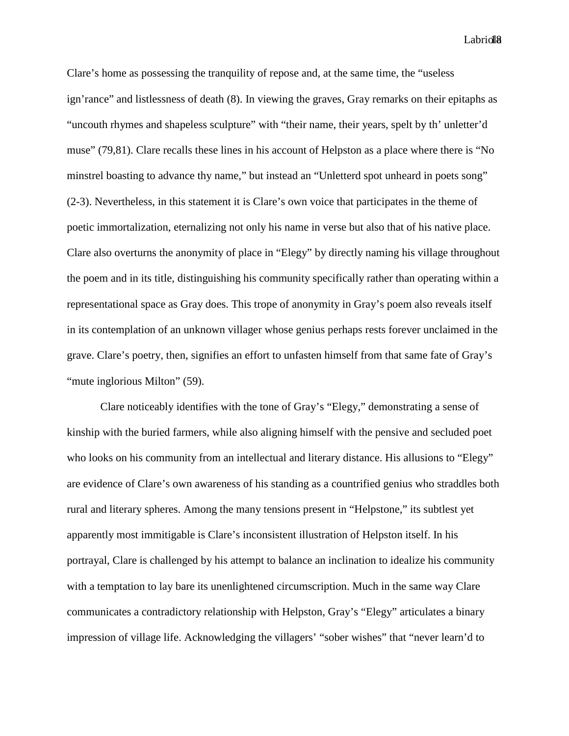Clare's home as possessing the tranquility of repose and, at the same time, the "useless ign'rance" and listlessness of death (8). In viewing the graves, Gray remarks on their epitaphs as "uncouth rhymes and shapeless sculpture" with "their name, their years, spelt by th' unletter'd muse" (79,81). Clare recalls these lines in his account of Helpston as a place where there is "No minstrel boasting to advance thy name," but instead an "Unletterd spot unheard in poets song" (2-3). Nevertheless, in this statement it is Clare's own voice that participates in the theme of poetic immortalization, eternalizing not only his name in verse but also that of his native place. Clare also overturns the anonymity of place in "Elegy" by directly naming his village throughout the poem and in its title, distinguishing his community specifically rather than operating within a representational space as Gray does. This trope of anonymity in Gray's poem also reveals itself in its contemplation of an unknown villager whose genius perhaps rests forever unclaimed in the grave. Clare's poetry, then, signifies an effort to unfasten himself from that same fate of Gray's "mute inglorious Milton" (59).

Clare noticeably identifies with the tone of Gray's "Elegy," demonstrating a sense of kinship with the buried farmers, while also aligning himself with the pensive and secluded poet who looks on his community from an intellectual and literary distance. His allusions to "Elegy" are evidence of Clare's own awareness of his standing as a countrified genius who straddles both rural and literary spheres. Among the many tensions present in "Helpstone," its subtlest yet apparently most immitigable is Clare's inconsistent illustration of Helpston itself. In his portrayal, Clare is challenged by his attempt to balance an inclination to idealize his community with a temptation to lay bare its unenlightened circumscription. Much in the same way Clare communicates a contradictory relationship with Helpston, Gray's "Elegy" articulates a binary impression of village life. Acknowledging the villagers' "sober wishes" that "never learn'd to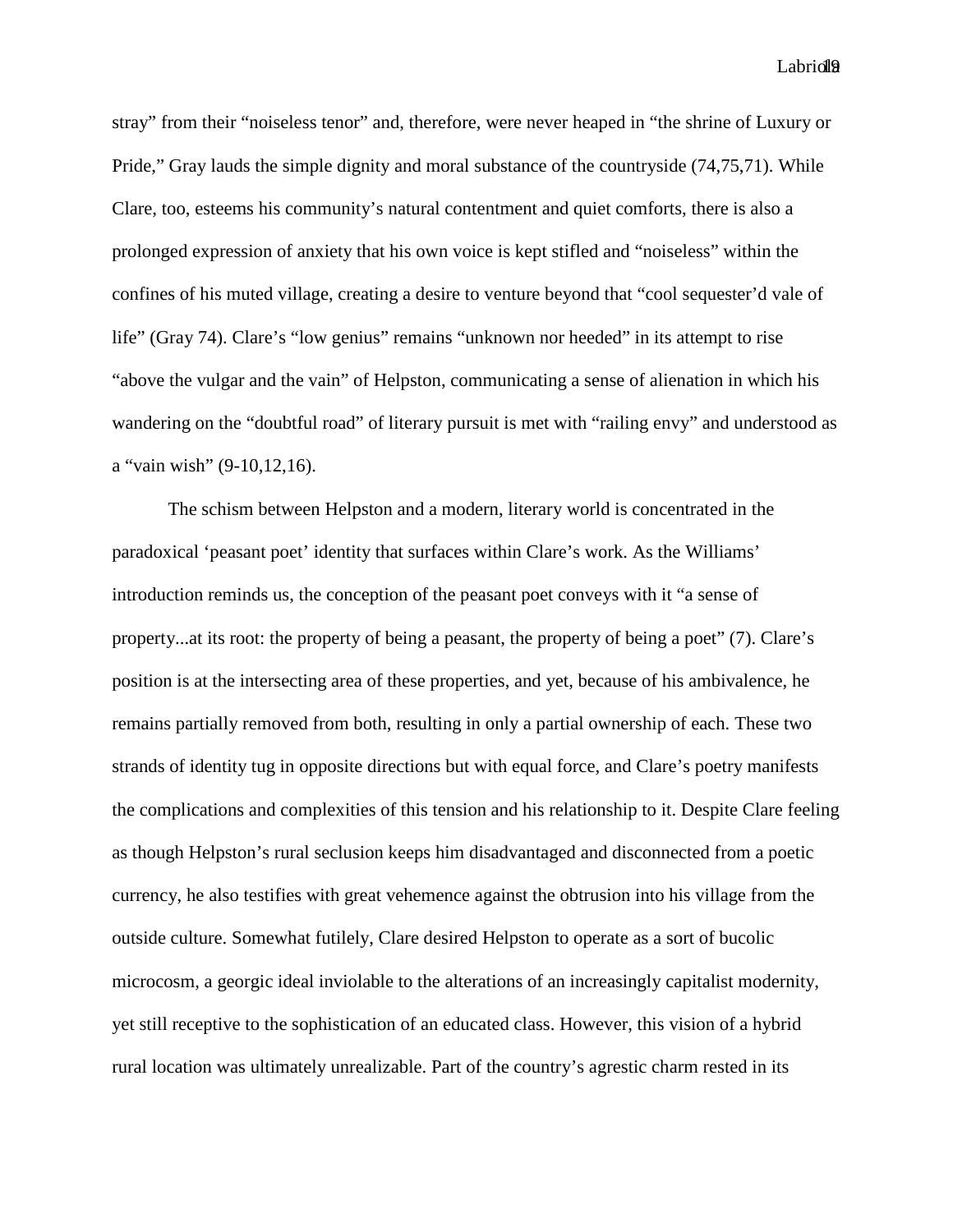stray" from their "noiseless tenor" and, therefore, were never heaped in "the shrine of Luxury or Pride," Gray lauds the simple dignity and moral substance of the countryside (74,75,71). While Clare, too, esteems his community's natural contentment and quiet comforts, there is also a prolonged expression of anxiety that his own voice is kept stifled and "noiseless" within the confines of his muted village, creating a desire to venture beyond that "cool sequester'd vale of life" (Gray 74). Clare's "low genius" remains "unknown nor heeded" in its attempt to rise "above the vulgar and the vain" of Helpston, communicating a sense of alienation in which his wandering on the "doubtful road" of literary pursuit is met with "railing envy" and understood as a "vain wish" (9-10,12,16).

The schism between Helpston and a modern, literary world is concentrated in the paradoxical 'peasant poet' identity that surfaces within Clare's work. As the Williams' introduction reminds us, the conception of the peasant poet conveys with it "a sense of property...at its root: the property of being a peasant, the property of being a poet" (7). Clare's position is at the intersecting area of these properties, and yet, because of his ambivalence, he remains partially removed from both, resulting in only a partial ownership of each. These two strands of identity tug in opposite directions but with equal force, and Clare's poetry manifests the complications and complexities of this tension and his relationship to it. Despite Clare feeling as though Helpston's rural seclusion keeps him disadvantaged and disconnected from a poetic currency, he also testifies with great vehemence against the obtrusion into his village from the outside culture. Somewhat futilely, Clare desired Helpston to operate as a sort of bucolic microcosm, a georgic ideal inviolable to the alterations of an increasingly capitalist modernity, yet still receptive to the sophistication of an educated class. However, this vision of a hybrid rural location was ultimately unrealizable. Part of the country's agrestic charm rested in its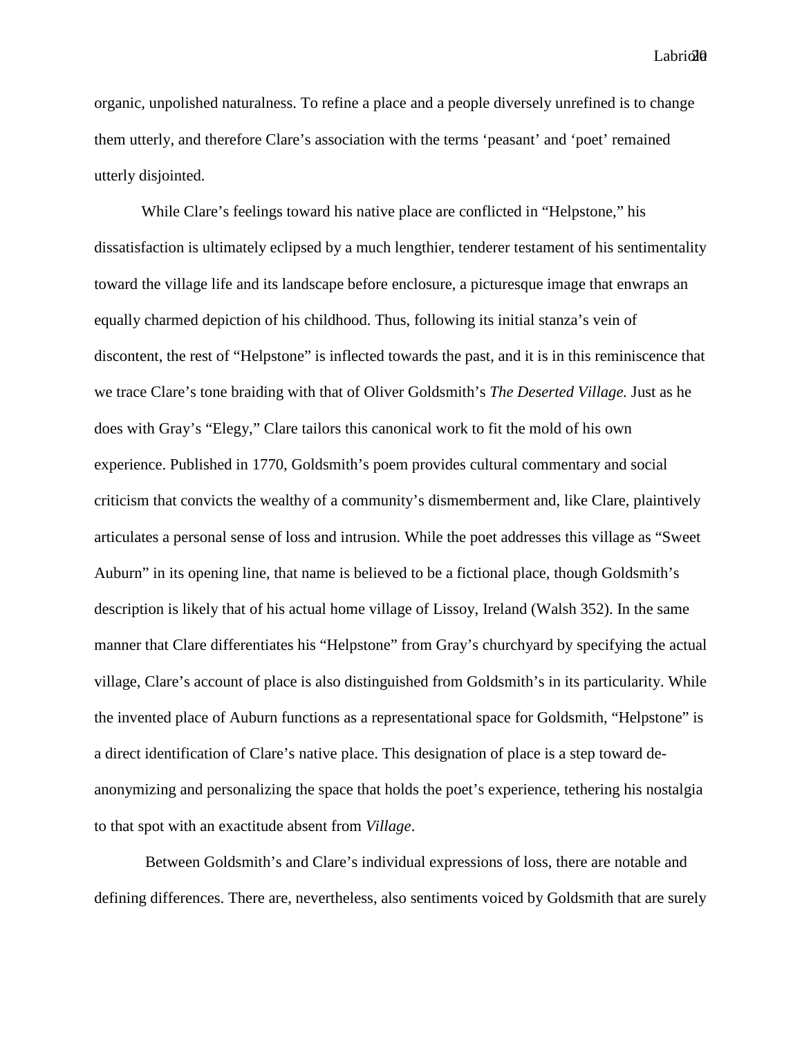organic, unpolished naturalness. To refine a place and a people diversely unrefined is to change them utterly, and therefore Clare's association with the terms 'peasant' and 'poet' remained utterly disjointed.

While Clare's feelings toward his native place are conflicted in "Helpstone," his dissatisfaction is ultimately eclipsed by a much lengthier, tenderer testament of his sentimentality toward the village life and its landscape before enclosure, a picturesque image that enwraps an equally charmed depiction of his childhood. Thus, following its initial stanza's vein of discontent, the rest of "Helpstone" is inflected towards the past, and it is in this reminiscence that we trace Clare's tone braiding with that of Oliver Goldsmith's *The Deserted Village.* Just as he does with Gray's "Elegy," Clare tailors this canonical work to fit the mold of his own experience. Published in 1770, Goldsmith's poem provides cultural commentary and social criticism that convicts the wealthy of a community's dismemberment and, like Clare, plaintively articulates a personal sense of loss and intrusion. While the poet addresses this village as "Sweet Auburn" in its opening line, that name is believed to be a fictional place, though Goldsmith's description is likely that of his actual home village of Lissoy, Ireland (Walsh 352). In the same manner that Clare differentiates his "Helpstone" from Gray's churchyard by specifying the actual village, Clare's account of place is also distinguished from Goldsmith's in its particularity. While the invented place of Auburn functions as a representational space for Goldsmith, "Helpstone" is a direct identification of Clare's native place. This designation of place is a step toward de-anonymizing and personalizing the space that holds the poet's experience, tethering his nostalgia to that spot with an exactitude absent from *Village*.

Between Goldsmith's and Clare's individual expressions of loss, there are notable and defining differences. There are, nevertheless, also sentiments voiced by Goldsmith that are surely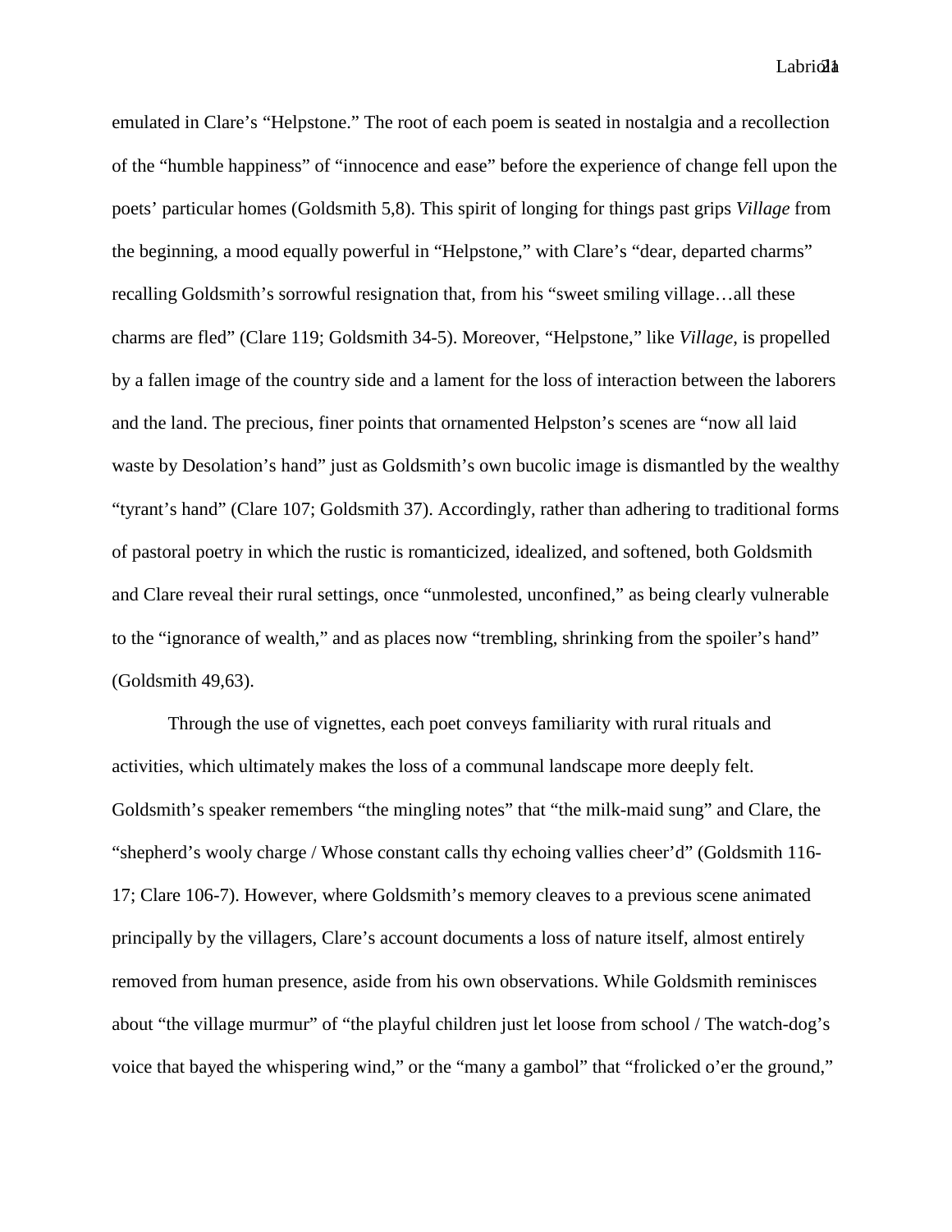emulated in Clare's "Helpstone." The root of each poem is seated in nostalgia and a recollection of the "humble happiness" of "innocence and ease" before the experience of change fell upon the poets' particular homes (Goldsmith 5,8). This spirit of longing for things past grips *Village* from the beginning, a mood equally powerful in "Helpstone," with Clare's "dear, departed charms" recalling Goldsmith's sorrowful resignation that, from his "sweet smiling village…all these charms are fled" (Clare 119; Goldsmith 34-5). Moreover, "Helpstone," like *Village*, is propelled by a fallen image of the country side and a lament for the loss of interaction between the laborers and the land. The precious, finer points that ornamented Helpston's scenes are "now all laid waste by Desolation's hand" just as Goldsmith's own bucolic image is dismantled by the wealthy "tyrant's hand" (Clare 107; Goldsmith 37). Accordingly, rather than adhering to traditional forms of pastoral poetry in which the rustic is romanticized, idealized, and softened, both Goldsmith and Clare reveal their rural settings, once "unmolested, unconfined," as being clearly vulnerable to the "ignorance of wealth," and as places now "trembling, shrinking from the spoiler's hand" (Goldsmith 49,63).

Through the use of vignettes, each poet conveys familiarity with rural rituals and activities, which ultimately makes the loss of a communal landscape more deeply felt. Goldsmith's speaker remembers "the mingling notes" that "the milk-maid sung" and Clare, the "shepherd's wooly charge / Whose constant calls thy echoing vallies cheer'd" (Goldsmith 116-17; Clare 106-7). However, where Goldsmith's memory cleaves to a previous scene animated principally by the villagers, Clare's account documents a loss of nature itself, almost entirely removed from human presence, aside from his own observations. While Goldsmith reminisces about "the village murmur" of "the playful children just let loose from school / The watch-dog's voice that bayed the whispering wind," or the "many a gambol" that "frolicked o'er the ground,"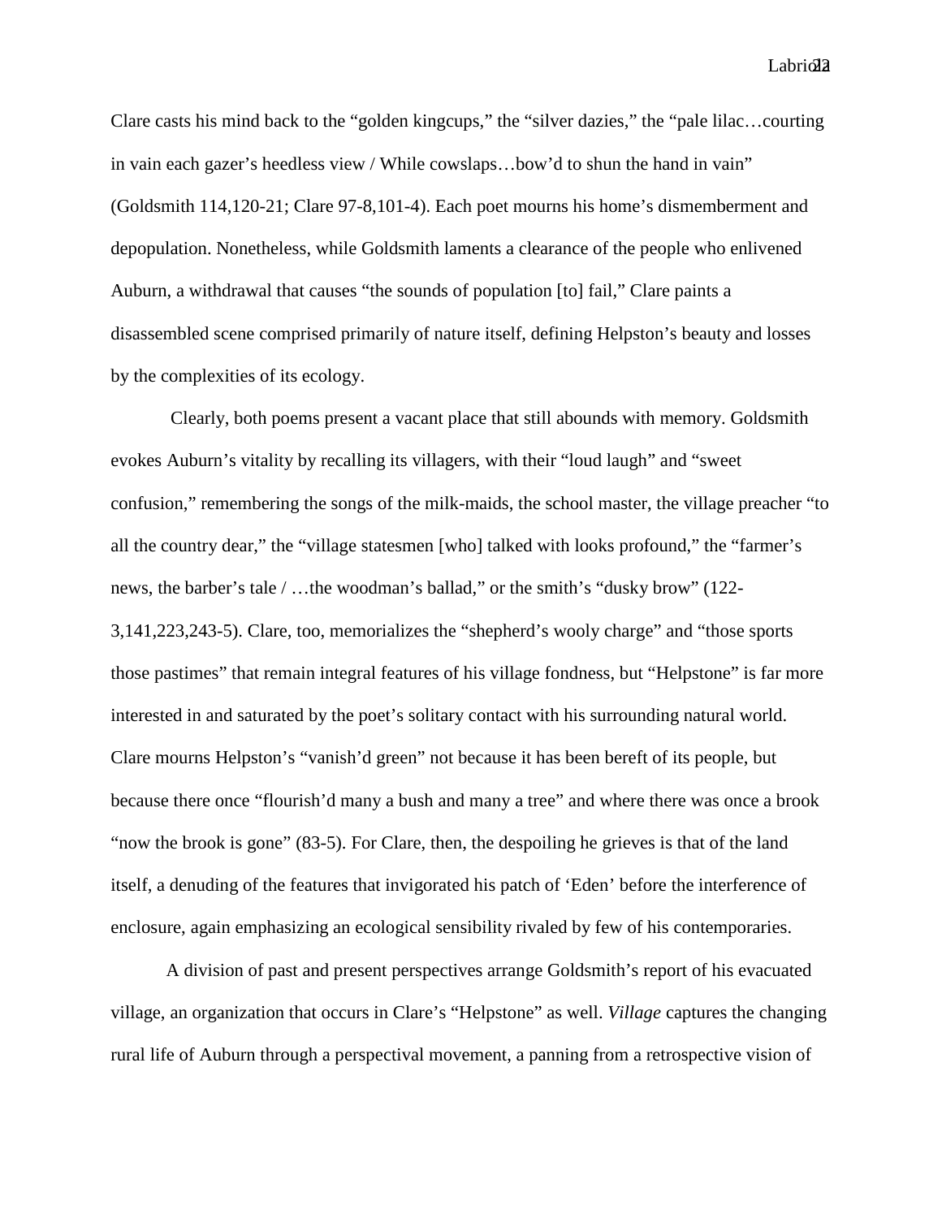Clare casts his mind back to the “golden kingcups,” the “silver dazies,” the “pale lilac…courting in vain each gazer’s heedless view / While cowslaps…bow’d to shun the hand in vain” (Goldsmith 114,120-21; Clare 97-8,101-4). Each poet mourns his home’s dismemberment and depopulation. Nonetheless, while Goldsmith laments a clearance of the people who enlivened Auburn, a withdrawal that causes “the sounds of population [to] fail,” Clare paints a disassembled scene comprised primarily of nature itself, defining Helpston’s beauty and losses by the complexities of its ecology.

Clearly, both poems present a vacant place that still abounds with memory. Goldsmith evokes Auburn’s vitality by recalling its villagers, with their “loud laugh” and “sweet confusion,” remembering the songs of the milk-maids, the school master, the village preacher “to all the country dear,” the “village statesmen [who] talked with looks profound,” the “farmer’s news, the barber’s tale / …the woodman’s ballad,” or the smith’s “dusky brow” (122-3,141,223,243-5). Clare, too, memorializes the “shepherd’s wooly charge” and “those sports those pastimes” that remain integral features of his village fondness, but “Helpstone” is far more interested in and saturated by the poet’s solitary contact with his surrounding natural world. Clare mourns Helpston’s “vanish’d green” not because it has been bereft of its people, but because there once “flourish’d many a bush and many a tree” and where there was once a brook “now the brook is gone” (83-5). For Clare, then, the despoiling he grieves is that of the land itself, a denuding of the features that invigorated his patch of ‘Eden’ before the interference of enclosure, again emphasizing an ecological sensibility rivaled by few of his contemporaries.

A division of past and present perspectives arrange Goldsmith’s report of his evacuated village, an organization that occurs in Clare’s “Helpstone” as well. *Village* captures the changing rural life of Auburn through a perspectival movement, a panning from a retrospective vision of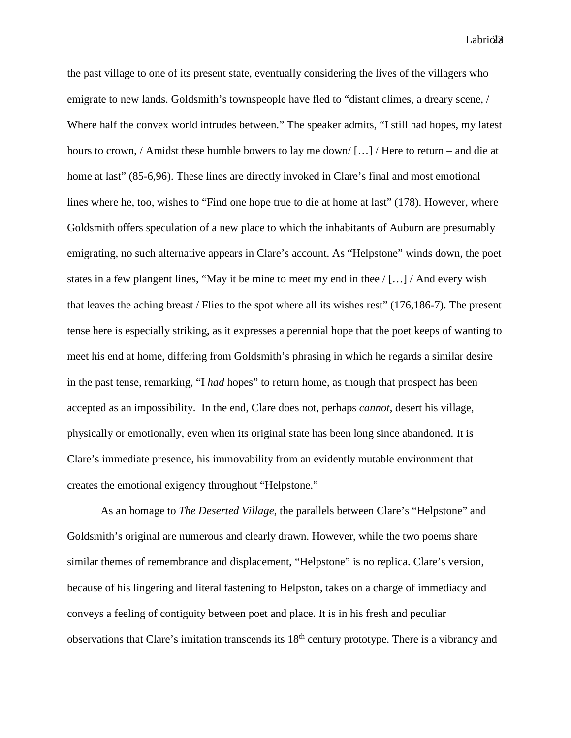the past village to one of its present state, eventually considering the lives of the villagers who emigrate to new lands. Goldsmith's townspeople have fled to "distant climes, a dreary scene, / Where half the convex world intrudes between." The speaker admits, "I still had hopes, my latest hours to crown, / Amidst these humble bowers to lay me down/ […] / Here to return – and die at home at last" (85-6,96). These lines are directly invoked in Clare's final and most emotional lines where he, too, wishes to "Find one hope true to die at home at last" (178). However, where Goldsmith offers speculation of a new place to which the inhabitants of Auburn are presumably emigrating, no such alternative appears in Clare's account. As "Helpstone" winds down, the poet states in a few plangent lines, "May it be mine to meet my end in thee / […] / And every wish that leaves the aching breast / Flies to the spot where all its wishes rest" (176,186-7). The present tense here is especially striking, as it expresses a perennial hope that the poet keeps of wanting to meet his end at home, differing from Goldsmith's phrasing in which he regards a similar desire in the past tense, remarking, "I *had* hopes" to return home, as though that prospect has been accepted as an impossibility. In the end, Clare does not, perhaps *cannot*, desert his village, physically or emotionally, even when its original state has been long since abandoned. It is Clare's immediate presence, his immovability from an evidently mutable environment that creates the emotional exigency throughout "Helpstone."

As an homage to *The Deserted Village*, the parallels between Clare's "Helpstone" and Goldsmith's original are numerous and clearly drawn. However, while the two poems share similar themes of remembrance and displacement, "Helpstone" is no replica. Clare's version, because of his lingering and literal fastening to Helpston, takes on a charge of immediacy and conveys a feeling of contiguity between poet and place. It is in his fresh and peculiar observations that Clare's imitation transcends its 18th century prototype. There is a vibrancy and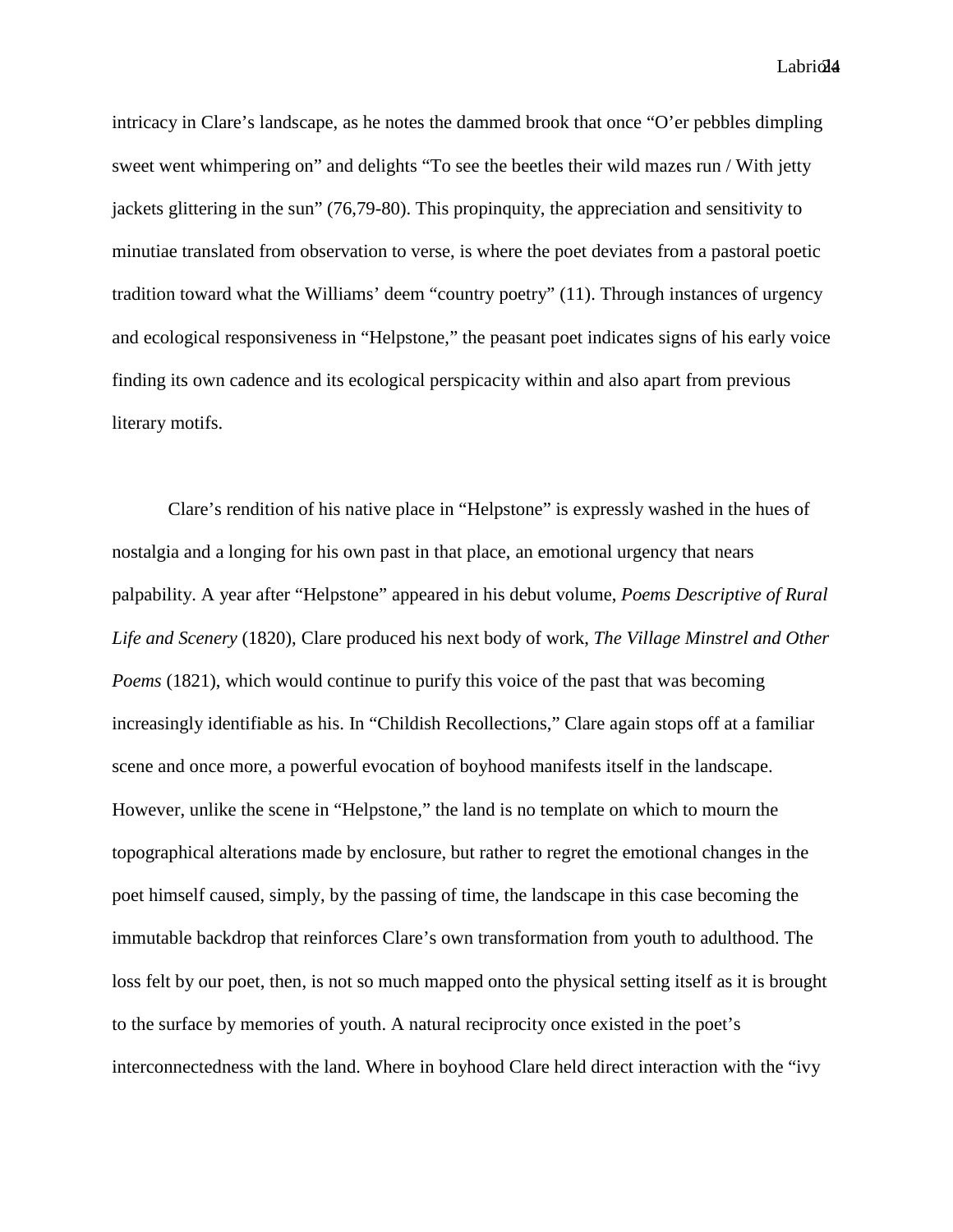intricacy in Clare's landscape, as he notes the dammed brook that once "O'er pebbles dimpling sweet went whimpering on" and delights "To see the beetles their wild mazes run / With jetty jackets glittering in the sun" (76,79-80). This propinquity, the appreciation and sensitivity to minutiae translated from observation to verse, is where the poet deviates from a pastoral poetic tradition toward what the Williams' deem "country poetry" (11). Through instances of urgency and ecological responsiveness in "Helpstone," the peasant poet indicates signs of his early voice finding its own cadence and its ecological perspicacity within and also apart from previous literary motifs.

Clare's rendition of his native place in "Helpstone" is expressly washed in the hues of nostalgia and a longing for his own past in that place, an emotional urgency that nears palpability. A year after "Helpstone" appeared in his debut volume, *Poems Descriptive of Rural Life and Scenery* (1820), Clare produced his next body of work, *The Village Minstrel and Other Poems* (1821), which would continue to purify this voice of the past that was becoming increasingly identifiable as his. In "Childish Recollections," Clare again stops off at a familiar scene and once more, a powerful evocation of boyhood manifests itself in the landscape. However, unlike the scene in "Helpstone," the land is no template on which to mourn the topographical alterations made by enclosure, but rather to regret the emotional changes in the poet himself caused, simply, by the passing of time, the landscape in this case becoming the immutable backdrop that reinforces Clare's own transformation from youth to adulthood. The loss felt by our poet, then, is not so much mapped onto the physical setting itself as it is brought to the surface by memories of youth. A natural reciprocity once existed in the poet's interconnectedness with the land. Where in boyhood Clare held direct interaction with the "ivy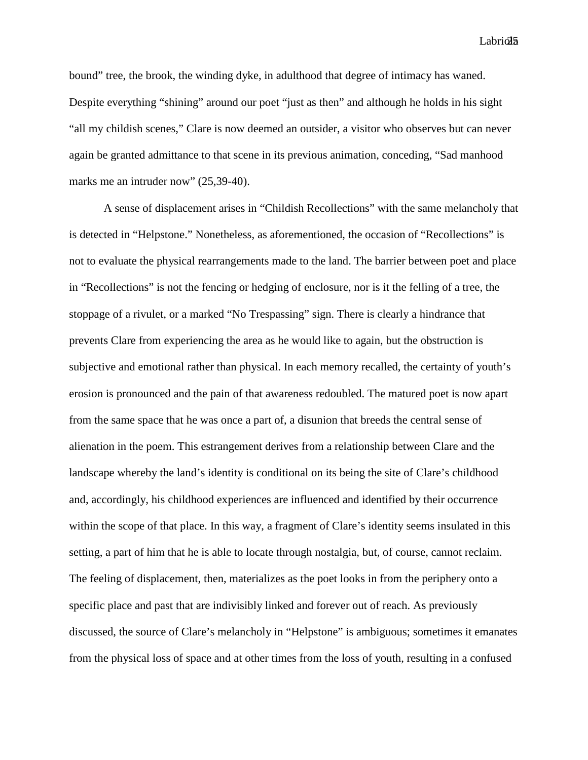bound" tree, the brook, the winding dyke, in adulthood that degree of intimacy has waned. Despite everything "shining" around our poet "just as then" and although he holds in his sight "all my childish scenes," Clare is now deemed an outsider, a visitor who observes but can never again be granted admittance to that scene in its previous animation, conceding, "Sad manhood marks me an intruder now" (25,39-40).

A sense of displacement arises in "Childish Recollections" with the same melancholy that is detected in "Helpstone." Nonetheless, as aforementioned, the occasion of "Recollections" is not to evaluate the physical rearrangements made to the land. The barrier between poet and place in "Recollections" is not the fencing or hedging of enclosure, nor is it the felling of a tree, the stoppage of a rivulet, or a marked "No Trespassing" sign. There is clearly a hindrance that prevents Clare from experiencing the area as he would like to again, but the obstruction is subjective and emotional rather than physical. In each memory recalled, the certainty of youth's erosion is pronounced and the pain of that awareness redoubled. The matured poet is now apart from the same space that he was once a part of, a disunion that breeds the central sense of alienation in the poem. This estrangement derives from a relationship between Clare and the landscape whereby the land's identity is conditional on its being the site of Clare's childhood and, accordingly, his childhood experiences are influenced and identified by their occurrence within the scope of that place. In this way, a fragment of Clare's identity seems insulated in this setting, a part of him that he is able to locate through nostalgia, but, of course, cannot reclaim. The feeling of displacement, then, materializes as the poet looks in from the periphery onto a specific place and past that are indivisibly linked and forever out of reach. As previously discussed, the source of Clare's melancholy in "Helpstone" is ambiguous; sometimes it emanates from the physical loss of space and at other times from the loss of youth, resulting in a confused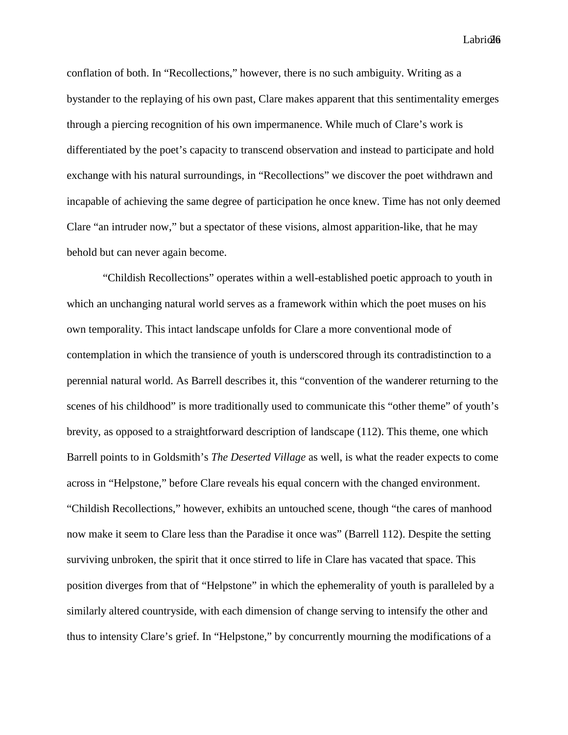conflation of both. In “Recollections,” however, there is no such ambiguity. Writing as a bystander to the replaying of his own past, Clare makes apparent that this sentimentality emerges through a piercing recognition of his own impermanence. While much of Clare’s work is differentiated by the poet’s capacity to transcend observation and instead to participate and hold exchange with his natural surroundings, in “Recollections” we discover the poet withdrawn and incapable of achieving the same degree of participation he once knew. Time has not only deemed Clare “an intruder now,” but a spectator of these visions, almost apparition-like, that he may behold but can never again become.

“Childish Recollections” operates within a well-established poetic approach to youth in which an unchanging natural world serves as a framework within which the poet muses on his own temporality. This intact landscape unfolds for Clare a more conventional mode of contemplation in which the transience of youth is underscored through its contradistinction to a perennial natural world. As Barrell describes it, this “convention of the wanderer returning to the scenes of his childhood” is more traditionally used to communicate this “other theme” of youth’s brevity, as opposed to a straightforward description of landscape (112). This theme, one which Barrell points to in Goldsmith’s *The Deserted Village* as well, is what the reader expects to come across in “Helpstone,” before Clare reveals his equal concern with the changed environment. “Childish Recollections,” however, exhibits an untouched scene, though “the cares of manhood now make it seem to Clare less than the Paradise it once was” (Barrell 112). Despite the setting surviving unbroken, the spirit that it once stirred to life in Clare has vacated that space. This position diverges from that of “Helpstone” in which the ephemerality of youth is paralleled by a similarly altered countryside, with each dimension of change serving to intensify the other and thus to intensity Clare’s grief. In “Helpstone,” by concurrently mourning the modifications of a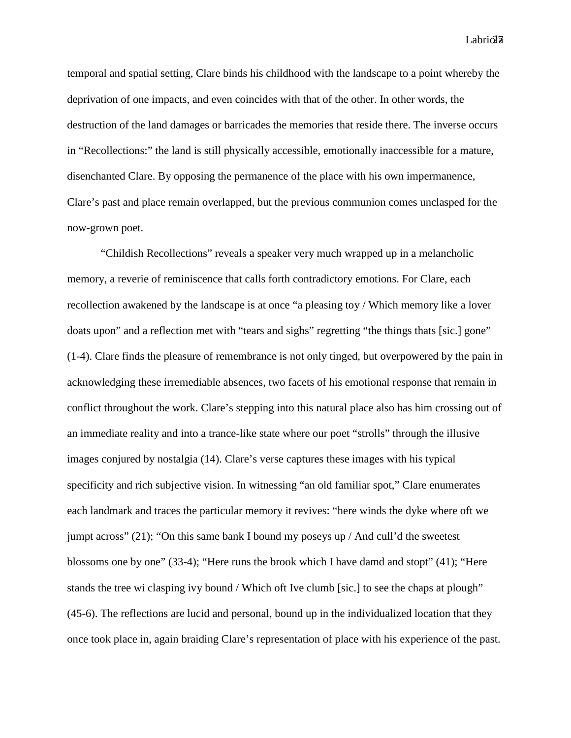temporal and spatial setting, Clare binds his childhood with the landscape to a point whereby the deprivation of one impacts, and even coincides with that of the other. In other words, the destruction of the land damages or barricades the memories that reside there. The inverse occurs in "Recollections:" the land is still physically accessible, emotionally inaccessible for a mature, disenchanted Clare. By opposing the permanence of the place with his own impermanence, Clare's past and place remain overlapped, but the previous communion comes unclasped for the now-grown poet.

"Childish Recollections" reveals a speaker very much wrapped up in a melancholic memory, a reverie of reminiscence that calls forth contradictory emotions. For Clare, each recollection awakened by the landscape is at once "a pleasing toy / Which memory like a lover doats upon" and a reflection met with "tears and sighs" regretting "the things thats [sic.] gone" (1-4). Clare finds the pleasure of remembrance is not only tinged, but overpowered by the pain in acknowledging these irremediable absences, two facets of his emotional response that remain in conflict throughout the work. Clare's stepping into this natural place also has him crossing out of an immediate reality and into a trance-like state where our poet "strolls" through the illusive images conjured by nostalgia (14). Clare's verse captures these images with his typical specificity and rich subjective vision. In witnessing "an old familiar spot," Clare enumerates each landmark and traces the particular memory it revives: "here winds the dyke where oft we jumpt across" (21); "On this same bank I bound my poseys up / And cull'd the sweetest blossoms one by one" (33-4); "Here runs the brook which I have damd and stopt" (41); "Here stands the tree wi clasping ivy bound / Which oft Ive clumb [sic.] to see the chaps at plough" (45-6). The reflections are lucid and personal, bound up in the individualized location that they once took place in, again braiding Clare's representation of place with his experience of the past.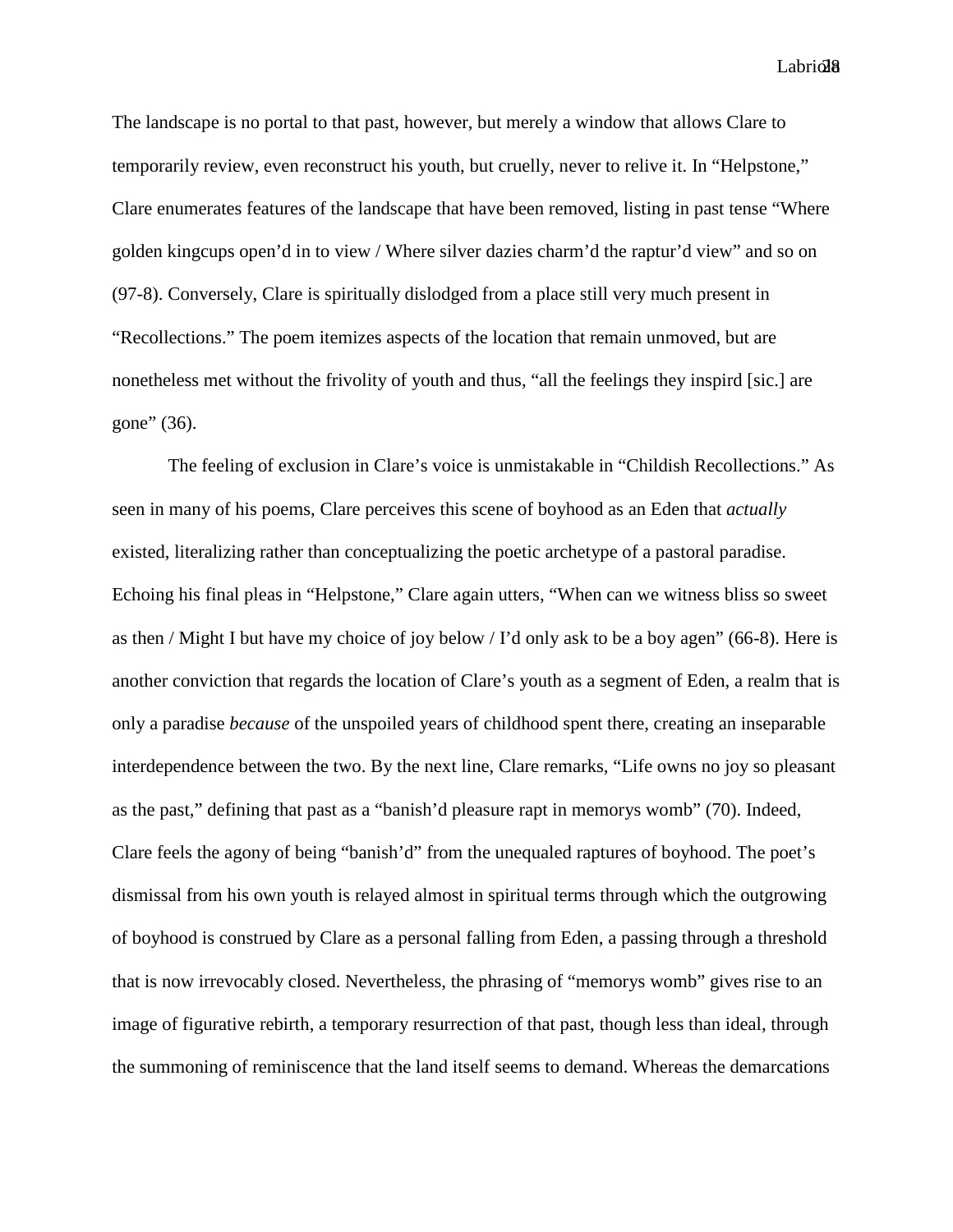The landscape is no portal to that past, however, but merely a window that allows Clare to temporarily review, even reconstruct his youth, but cruelly, never to relive it. In "Helpstone," Clare enumerates features of the landscape that have been removed, listing in past tense "Where golden kingcups open'd in to view / Where silver dazies charm'd the raptur'd view" and so on (97-8). Conversely, Clare is spiritually dislodged from a place still very much present in "Recollections." The poem itemizes aspects of the location that remain unmoved, but are nonetheless met without the frivolity of youth and thus, "all the feelings they inspird [sic.] are gone" (36).

The feeling of exclusion in Clare's voice is unmistakable in "Childish Recollections." As seen in many of his poems, Clare perceives this scene of boyhood as an Eden that *actually* existed, literalizing rather than conceptualizing the poetic archetype of a pastoral paradise. Echoing his final pleas in "Helpstone," Clare again utters, "When can we witness bliss so sweet as then / Might I but have my choice of joy below / I'd only ask to be a boy agen" (66-8). Here is another conviction that regards the location of Clare's youth as a segment of Eden, a realm that is only a paradise *because* of the unspoiled years of childhood spent there, creating an inseparable interdependence between the two. By the next line, Clare remarks, "Life owns no joy so pleasant as the past," defining that past as a "banish'd pleasure rapt in memorys womb" (70). Indeed, Clare feels the agony of being "banish'd" from the unequaled raptures of boyhood. The poet's dismissal from his own youth is relayed almost in spiritual terms through which the outgrowing of boyhood is construed by Clare as a personal falling from Eden, a passing through a threshold that is now irrevocably closed. Nevertheless, the phrasing of "memorys womb" gives rise to an image of figurative rebirth, a temporary resurrection of that past, though less than ideal, through the summoning of reminiscence that the land itself seems to demand. Whereas the demarcations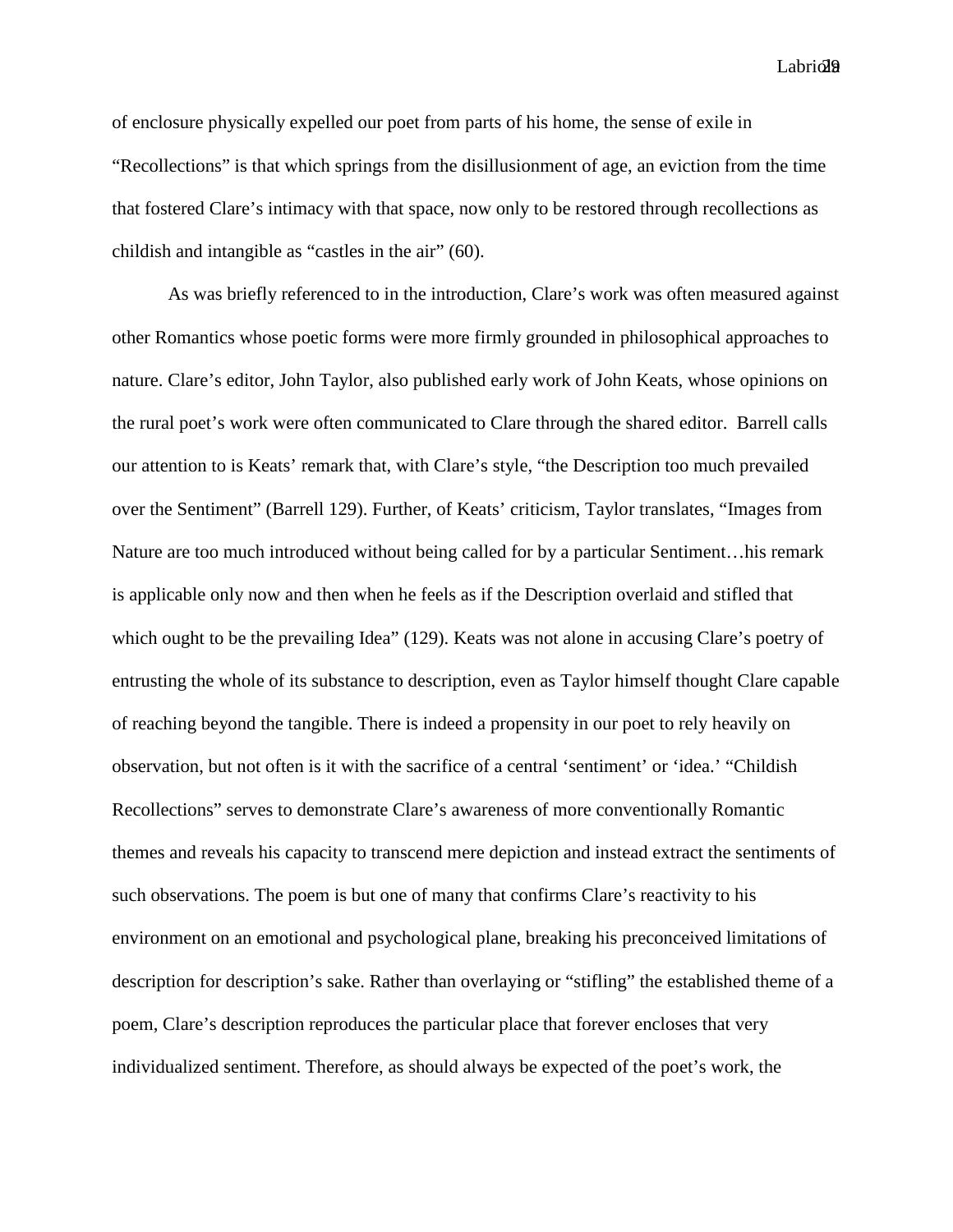of enclosure physically expelled our poet from parts of his home, the sense of exile in "Recollections" is that which springs from the disillusionment of age, an eviction from the time that fostered Clare's intimacy with that space, now only to be restored through recollections as childish and intangible as "castles in the air" (60).

As was briefly referenced to in the introduction, Clare's work was often measured against other Romantics whose poetic forms were more firmly grounded in philosophical approaches to nature. Clare's editor, John Taylor, also published early work of John Keats, whose opinions on the rural poet's work were often communicated to Clare through the shared editor. Barrell calls our attention to is Keats' remark that, with Clare's style, "the Description too much prevailed over the Sentiment" (Barrell 129). Further, of Keats' criticism, Taylor translates, "Images from Nature are too much introduced without being called for by a particular Sentiment…his remark is applicable only now and then when he feels as if the Description overlaid and stifled that which ought to be the prevailing Idea" (129). Keats was not alone in accusing Clare's poetry of entrusting the whole of its substance to description, even as Taylor himself thought Clare capable of reaching beyond the tangible. There is indeed a propensity in our poet to rely heavily on observation, but not often is it with the sacrifice of a central 'sentiment' or 'idea.' "Childish Recollections" serves to demonstrate Clare's awareness of more conventionally Romantic themes and reveals his capacity to transcend mere depiction and instead extract the sentiments of such observations. The poem is but one of many that confirms Clare's reactivity to his environment on an emotional and psychological plane, breaking his preconceived limitations of description for description's sake. Rather than overlaying or "stifling" the established theme of a poem, Clare's description reproduces the particular place that forever encloses that very individualized sentiment. Therefore, as should always be expected of the poet's work, the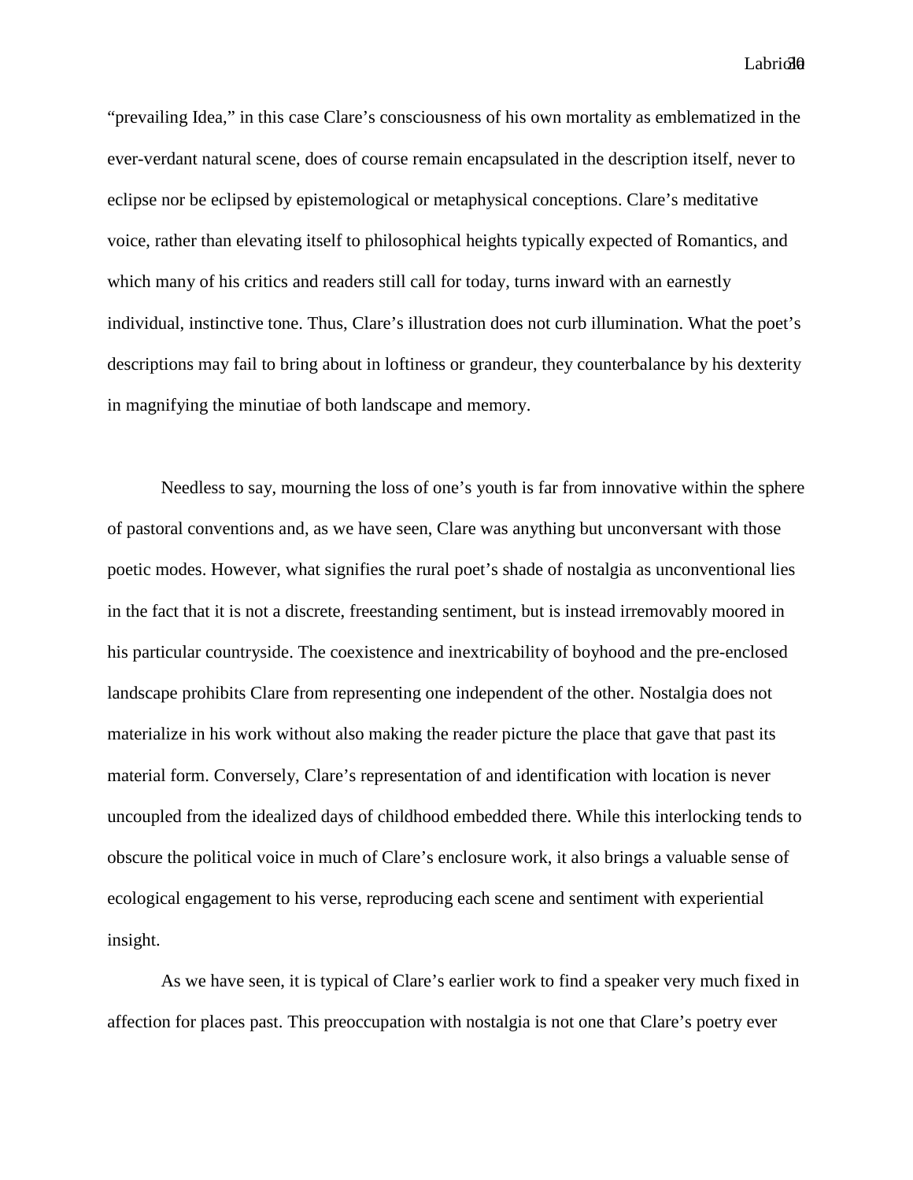"prevailing Idea," in this case Clare's consciousness of his own mortality as emblematized in the ever-verdant natural scene, does of course remain encapsulated in the description itself, never to eclipse nor be eclipsed by epistemological or metaphysical conceptions. Clare's meditative voice, rather than elevating itself to philosophical heights typically expected of Romantics, and which many of his critics and readers still call for today, turns inward with an earnestly individual, instinctive tone. Thus, Clare's illustration does not curb illumination. What the poet's descriptions may fail to bring about in loftiness or grandeur, they counterbalance by his dexterity in magnifying the minutiae of both landscape and memory.

Needless to say, mourning the loss of one's youth is far from innovative within the sphere of pastoral conventions and, as we have seen, Clare was anything but unconversant with those poetic modes. However, what signifies the rural poet's shade of nostalgia as unconventional lies in the fact that it is not a discrete, freestanding sentiment, but is instead irremovably moored in his particular countryside. The coexistence and inextricability of boyhood and the pre-enclosed landscape prohibits Clare from representing one independent of the other. Nostalgia does not materialize in his work without also making the reader picture the place that gave that past its material form. Conversely, Clare's representation of and identification with location is never uncoupled from the idealized days of childhood embedded there. While this interlocking tends to obscure the political voice in much of Clare's enclosure work, it also brings a valuable sense of ecological engagement to his verse, reproducing each scene and sentiment with experiential insight.

As we have seen, it is typical of Clare's earlier work to find a speaker very much fixed in affection for places past. This preoccupation with nostalgia is not one that Clare's poetry ever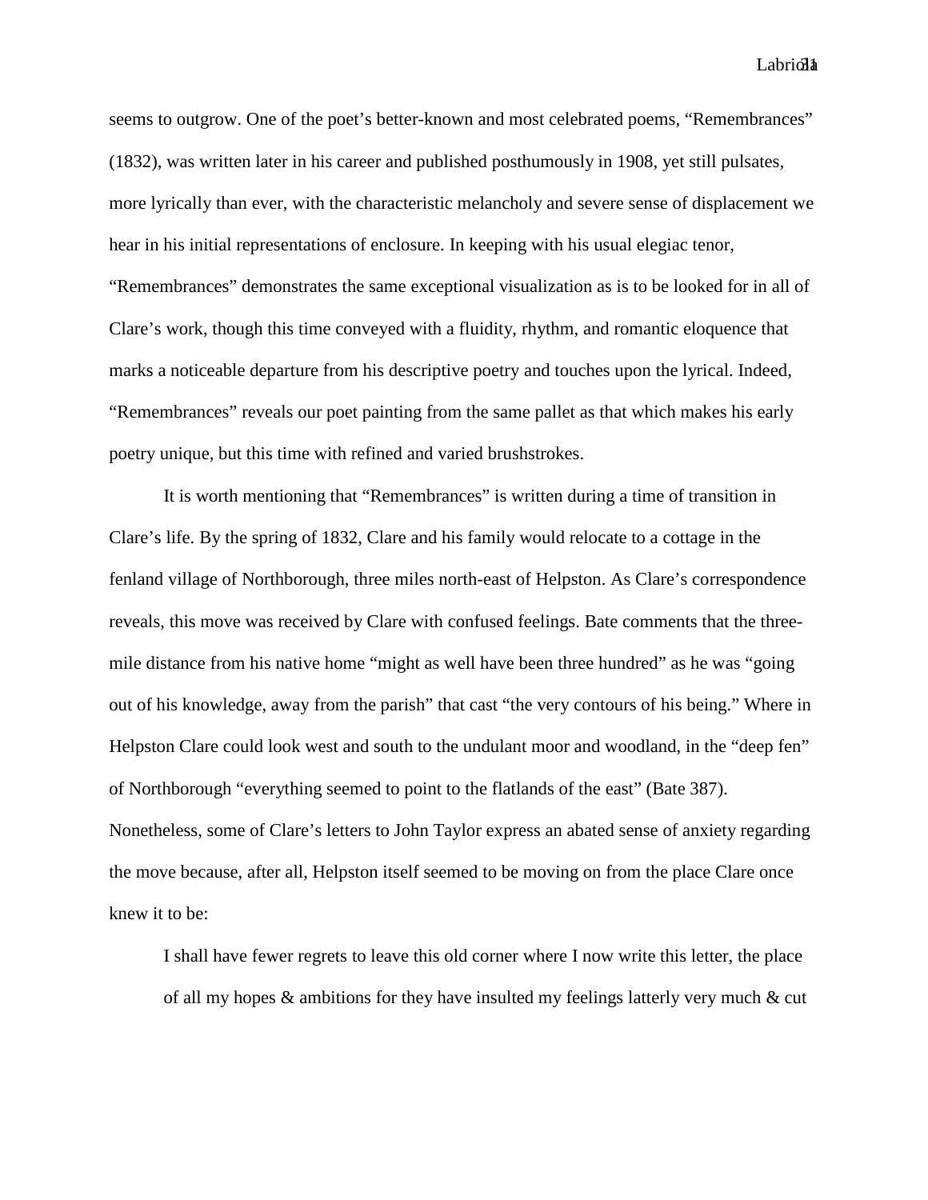seems to outgrow. One of the poet's better-known and most celebrated poems, "Remembrances" (1832), was written later in his career and published posthumously in 1908, yet still pulsates, more lyrically than ever, with the characteristic melancholy and severe sense of displacement we hear in his initial representations of enclosure. In keeping with his usual elegiac tenor, "Remembrances" demonstrates the same exceptional visualization as is to be looked for in all of Clare's work, though this time conveyed with a fluidity, rhythm, and romantic eloquence that marks a noticeable departure from his descriptive poetry and touches upon the lyrical. Indeed, "Remembrances" reveals our poet painting from the same pallet as that which makes his early poetry unique, but this time with refined and varied brushstrokes.

It is worth mentioning that "Remembrances" is written during a time of transition in Clare's life. By the spring of 1832, Clare and his family would relocate to a cottage in the fenland village of Northborough, three miles north-east of Helpston. As Clare's correspondence reveals, this move was received by Clare with confused feelings. Bate comments that the three-mile distance from his native home "might as well have been three hundred" as he was "going out of his knowledge, away from the parish" that cast "the very contours of his being." Where in Helpston Clare could look west and south to the undulant moor and woodland, in the "deep fen" of Northborough "everything seemed to point to the flatlands of the east" (Bate 387). Nonetheless, some of Clare's letters to John Taylor express an abated sense of anxiety regarding the move because, after all, Helpston itself seemed to be moving on from the place Clare once knew it to be:

> I shall have fewer regrets to leave this old corner where I now write this letter, the place of all my hopes & ambitions for they have insulted my feelings latterly very much & cut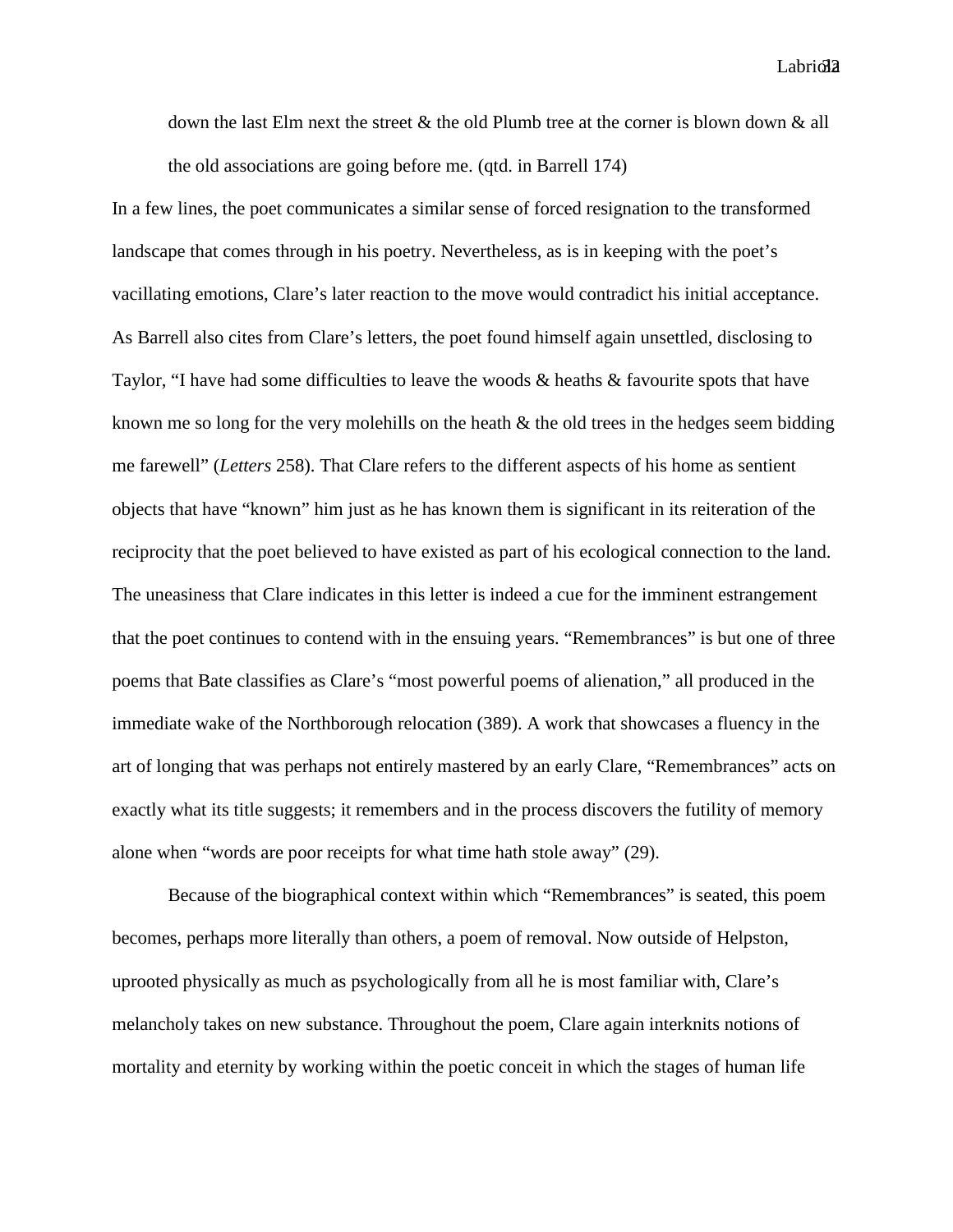down the last Elm next the street & the old Plumb tree at the corner is blown down & all the old associations are going before me. (qtd. in Barrell 174)

In a few lines, the poet communicates a similar sense of forced resignation to the transformed landscape that comes through in his poetry. Nevertheless, as is in keeping with the poet's vacillating emotions, Clare's later reaction to the move would contradict his initial acceptance. As Barrell also cites from Clare's letters, the poet found himself again unsettled, disclosing to Taylor, "I have had some difficulties to leave the woods & heaths & favourite spots that have known me so long for the very molehills on the heath & the old trees in the hedges seem bidding me farewell" (*Letters* 258). That Clare refers to the different aspects of his home as sentient objects that have "known" him just as he has known them is significant in its reiteration of the reciprocity that the poet believed to have existed as part of his ecological connection to the land. The uneasiness that Clare indicates in this letter is indeed a cue for the imminent estrangement that the poet continues to contend with in the ensuing years. "Remembrances" is but one of three poems that Bate classifies as Clare's "most powerful poems of alienation," all produced in the immediate wake of the Northborough relocation (389). A work that showcases a fluency in the art of longing that was perhaps not entirely mastered by an early Clare, "Remembrances" acts on exactly what its title suggests; it remembers and in the process discovers the futility of memory alone when "words are poor receipts for what time hath stole away" (29).

Because of the biographical context within which "Remembrances" is seated, this poem becomes, perhaps more literally than others, a poem of removal. Now outside of Helpston, uprooted physically as much as psychologically from all he is most familiar with, Clare's melancholy takes on new substance. Throughout the poem, Clare again interknits notions of mortality and eternity by working within the poetic conceit in which the stages of human life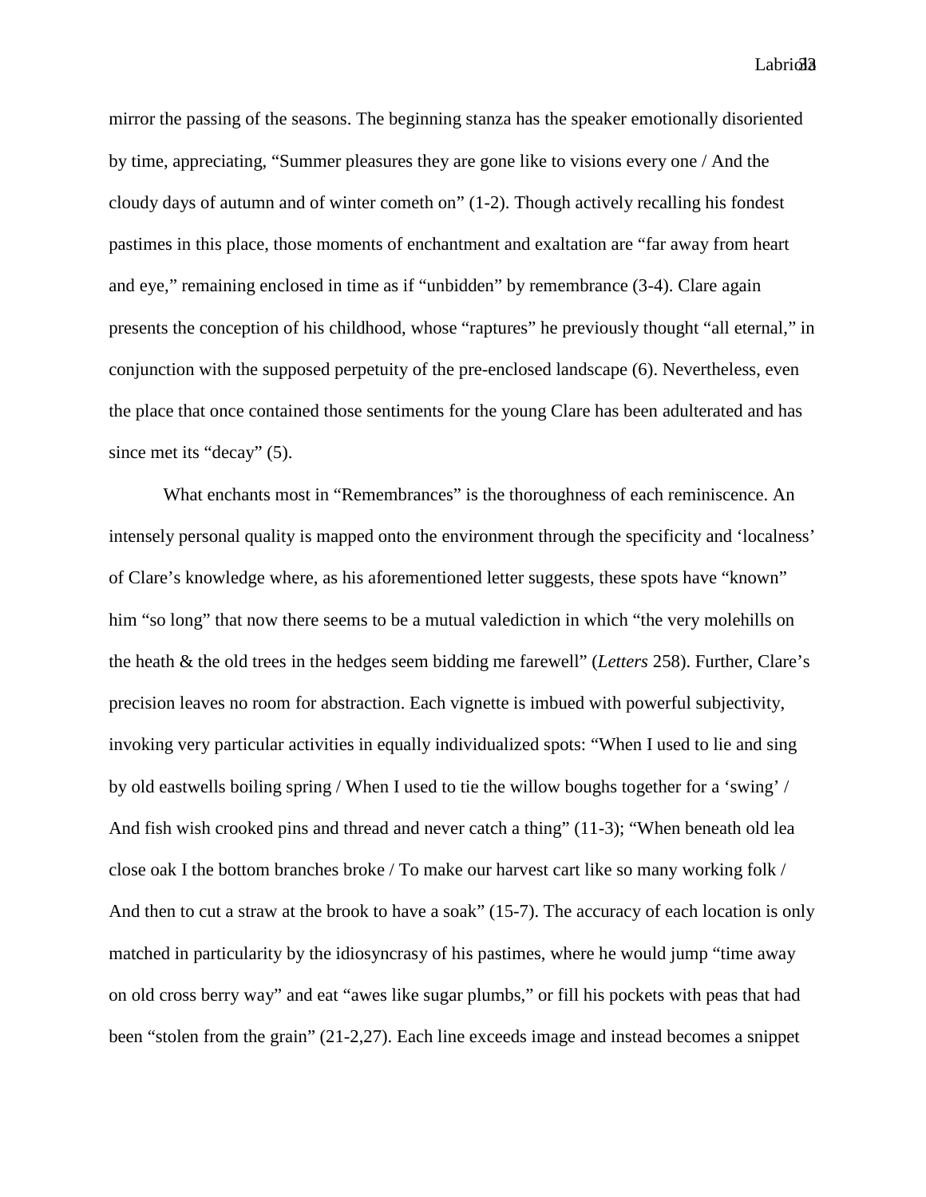mirror the passing of the seasons. The beginning stanza has the speaker emotionally disoriented by time, appreciating, “Summer pleasures they are gone like to visions every one / And the cloudy days of autumn and of winter cometh on” (1-2). Though actively recalling his fondest pastimes in this place, those moments of enchantment and exaltation are “far away from heart and eye,” remaining enclosed in time as if “unbidden” by remembrance (3-4). Clare again presents the conception of his childhood, whose “raptures” he previously thought “all eternal,” in conjunction with the supposed perpetuity of the pre-enclosed landscape (6). Nevertheless, even the place that once contained those sentiments for the young Clare has been adulterated and has since met its “decay” (5).

What enchants most in “Remembrances” is the thoroughness of each reminiscence. An intensely personal quality is mapped onto the environment through the specificity and ‘localness’ of Clare’s knowledge where, as his aforementioned letter suggests, these spots have “known” him “so long” that now there seems to be a mutual valediction in which “the very molehills on the heath & the old trees in the hedges seem bidding me farewell” (*Letters* 258). Further, Clare’s precision leaves no room for abstraction. Each vignette is imbued with powerful subjectivity, invoking very particular activities in equally individualized spots: “When I used to lie and sing by old eastwells boiling spring / When I used to tie the willow boughs together for a ‘swing’ / And fish wish crooked pins and thread and never catch a thing” (11-3); “When beneath old lea close oak I the bottom branches broke / To make our harvest cart like so many working folk / And then to cut a straw at the brook to have a soak” (15-7). The accuracy of each location is only matched in particularity by the idiosyncrasy of his pastimes, where he would jump “time away on old cross berry way” and eat “awes like sugar plumbs,” or fill his pockets with peas that had been “stolen from the grain” (21-2,27). Each line exceeds image and instead becomes a snippet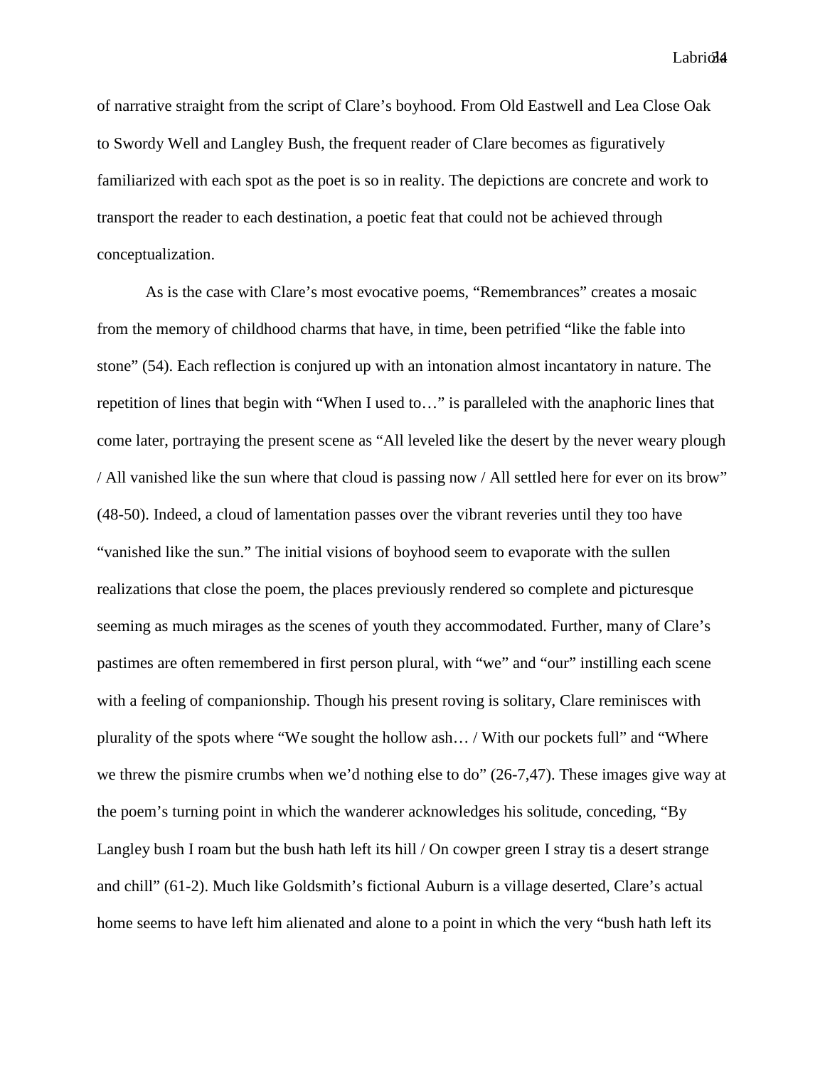of narrative straight from the script of Clare's boyhood. From Old Eastwell and Lea Close Oak to Swordy Well and Langley Bush, the frequent reader of Clare becomes as figuratively familiarized with each spot as the poet is so in reality. The depictions are concrete and work to transport the reader to each destination, a poetic feat that could not be achieved through conceptualization.

As is the case with Clare's most evocative poems, "Remembrances" creates a mosaic from the memory of childhood charms that have, in time, been petrified "like the fable into stone" (54). Each reflection is conjured up with an intonation almost incantatory in nature. The repetition of lines that begin with "When I used to…" is paralleled with the anaphoric lines that come later, portraying the present scene as "All leveled like the desert by the never weary plough / All vanished like the sun where that cloud is passing now / All settled here for ever on its brow" (48-50). Indeed, a cloud of lamentation passes over the vibrant reveries until they too have "vanished like the sun." The initial visions of boyhood seem to evaporate with the sullen realizations that close the poem, the places previously rendered so complete and picturesque seeming as much mirages as the scenes of youth they accommodated. Further, many of Clare's pastimes are often remembered in first person plural, with "we" and "our" instilling each scene with a feeling of companionship. Though his present roving is solitary, Clare reminisces with plurality of the spots where "We sought the hollow ash… / With our pockets full" and "Where we threw the pismire crumbs when we'd nothing else to do" (26-7,47). These images give way at the poem's turning point in which the wanderer acknowledges his solitude, conceding, "By Langley bush I roam but the bush hath left its hill / On cowper green I stray tis a desert strange and chill" (61-2). Much like Goldsmith's fictional Auburn is a village deserted, Clare's actual home seems to have left him alienated and alone to a point in which the very "bush hath left its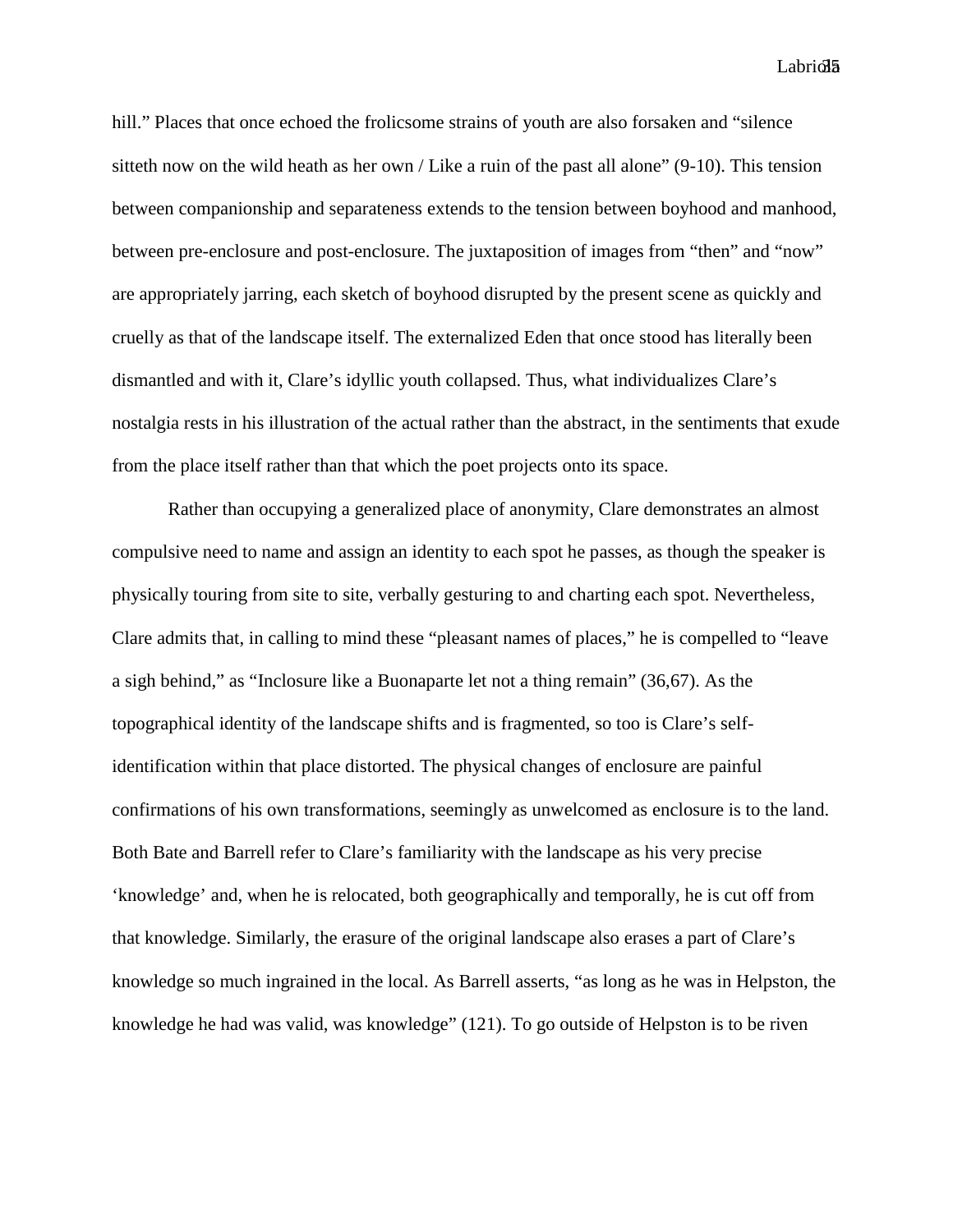hill." Places that once echoed the frolicsome strains of youth are also forsaken and "silence sitteth now on the wild heath as her own / Like a ruin of the past all alone" (9-10). This tension between companionship and separateness extends to the tension between boyhood and manhood, between pre-enclosure and post-enclosure. The juxtaposition of images from "then" and "now" are appropriately jarring, each sketch of boyhood disrupted by the present scene as quickly and cruelly as that of the landscape itself. The externalized Eden that once stood has literally been dismantled and with it, Clare's idyllic youth collapsed. Thus, what individualizes Clare's nostalgia rests in his illustration of the actual rather than the abstract, in the sentiments that exude from the place itself rather than that which the poet projects onto its space.

Rather than occupying a generalized place of anonymity, Clare demonstrates an almost compulsive need to name and assign an identity to each spot he passes, as though the speaker is physically touring from site to site, verbally gesturing to and charting each spot. Nevertheless, Clare admits that, in calling to mind these "pleasant names of places," he is compelled to "leave a sigh behind," as "Inclosure like a Buonaparte let not a thing remain" (36,67). As the topographical identity of the landscape shifts and is fragmented, so too is Clare's self-identification within that place distorted. The physical changes of enclosure are painful confirmations of his own transformations, seemingly as unwelcomed as enclosure is to the land. Both Bate and Barrell refer to Clare's familiarity with the landscape as his very precise 'knowledge' and, when he is relocated, both geographically and temporally, he is cut off from that knowledge. Similarly, the erasure of the original landscape also erases a part of Clare's knowledge so much ingrained in the local. As Barrell asserts, "as long as he was in Helpston, the knowledge he had was valid, was knowledge" (121). To go outside of Helpston is to be riven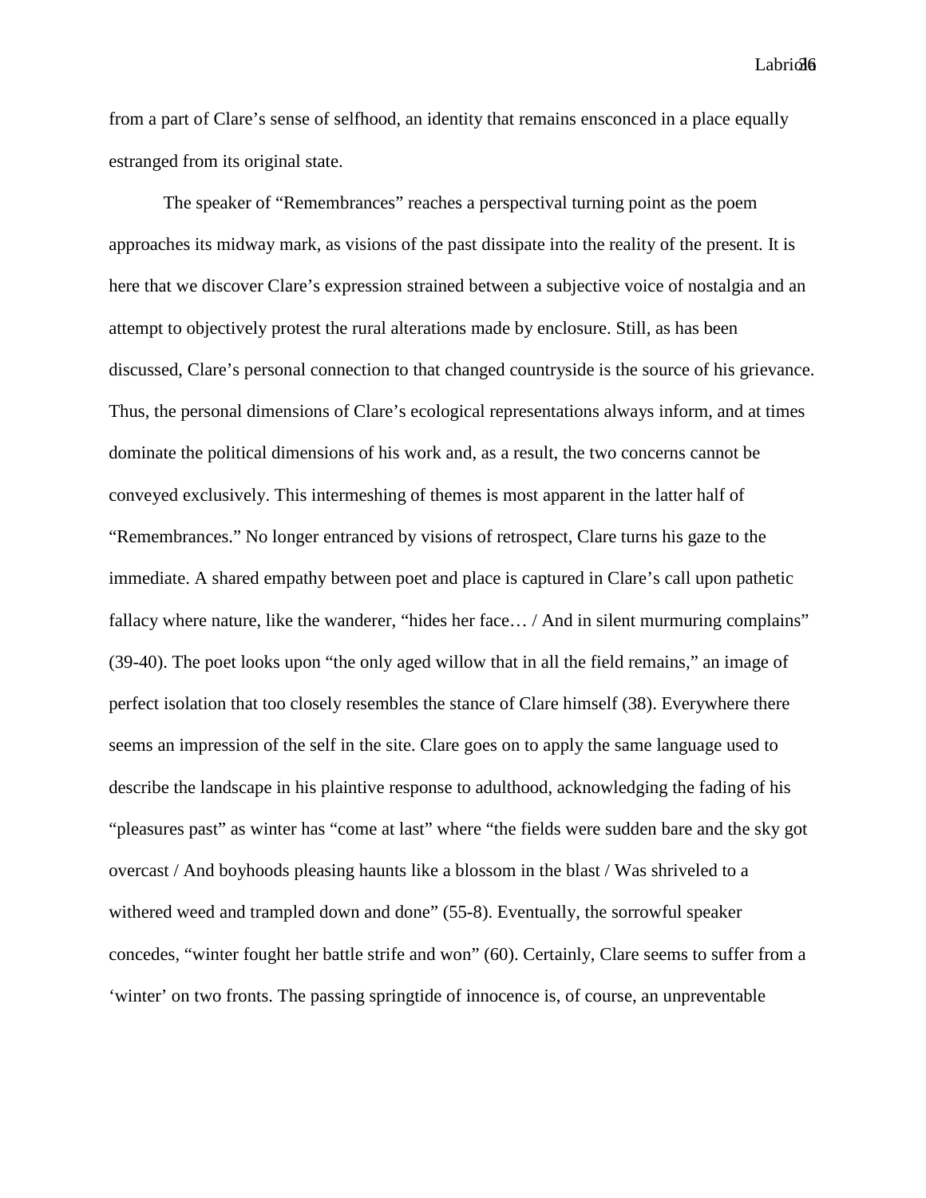from a part of Clare's sense of selfhood, an identity that remains ensconced in a place equally estranged from its original state.

The speaker of "Remembrances" reaches a perspectival turning point as the poem approaches its midway mark, as visions of the past dissipate into the reality of the present. It is here that we discover Clare's expression strained between a subjective voice of nostalgia and an attempt to objectively protest the rural alterations made by enclosure. Still, as has been discussed, Clare's personal connection to that changed countryside is the source of his grievance. Thus, the personal dimensions of Clare's ecological representations always inform, and at times dominate the political dimensions of his work and, as a result, the two concerns cannot be conveyed exclusively. This intermeshing of themes is most apparent in the latter half of "Remembrances." No longer entranced by visions of retrospect, Clare turns his gaze to the immediate. A shared empathy between poet and place is captured in Clare's call upon pathetic fallacy where nature, like the wanderer, "hides her face… / And in silent murmuring complains" (39-40). The poet looks upon "the only aged willow that in all the field remains," an image of perfect isolation that too closely resembles the stance of Clare himself (38). Everywhere there seems an impression of the self in the site. Clare goes on to apply the same language used to describe the landscape in his plaintive response to adulthood, acknowledging the fading of his "pleasures past" as winter has "come at last" where "the fields were sudden bare and the sky got overcast / And boyhoods pleasing haunts like a blossom in the blast / Was shriveled to a withered weed and trampled down and done" (55-8). Eventually, the sorrowful speaker concedes, "winter fought her battle strife and won" (60). Certainly, Clare seems to suffer from a 'winter' on two fronts. The passing springtide of innocence is, of course, an unpreventable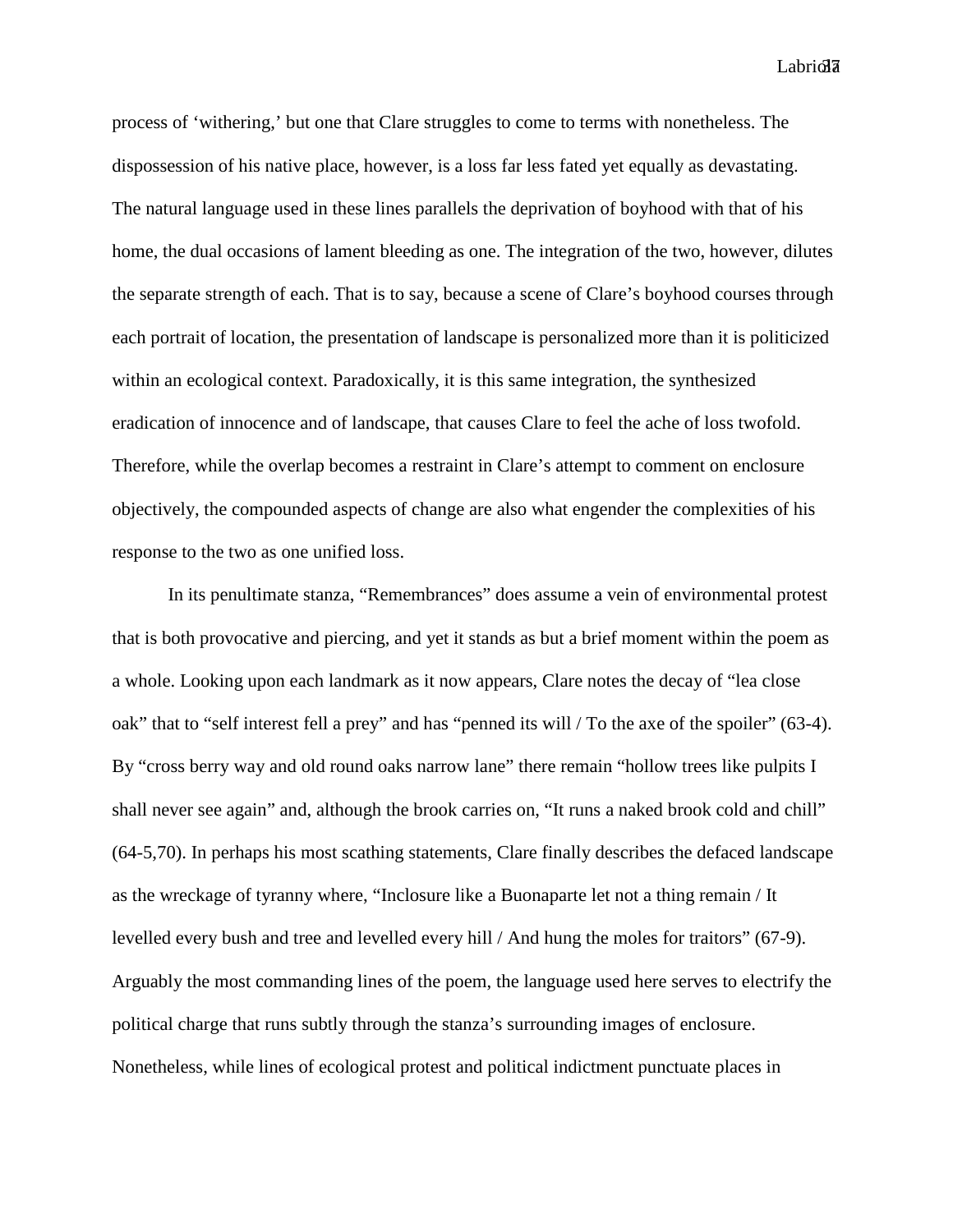process of 'withering,' but one that Clare struggles to come to terms with nonetheless. The dispossession of his native place, however, is a loss far less fated yet equally as devastating. The natural language used in these lines parallels the deprivation of boyhood with that of his home, the dual occasions of lament bleeding as one. The integration of the two, however, dilutes the separate strength of each. That is to say, because a scene of Clare's boyhood courses through each portrait of location, the presentation of landscape is personalized more than it is politicized within an ecological context. Paradoxically, it is this same integration, the synthesized eradication of innocence and of landscape, that causes Clare to feel the ache of loss twofold. Therefore, while the overlap becomes a restraint in Clare's attempt to comment on enclosure objectively, the compounded aspects of change are also what engender the complexities of his response to the two as one unified loss.

In its penultimate stanza, "Remembrances" does assume a vein of environmental protest that is both provocative and piercing, and yet it stands as but a brief moment within the poem as a whole. Looking upon each landmark as it now appears, Clare notes the decay of "lea close oak" that to "self interest fell a prey" and has "penned its will / To the axe of the spoiler" (63-4). By "cross berry way and old round oaks narrow lane" there remain "hollow trees like pulpits I shall never see again" and, although the brook carries on, "It runs a naked brook cold and chill" (64-5,70). In perhaps his most scathing statements, Clare finally describes the defaced landscape as the wreckage of tyranny where, "Inclosure like a Buonaparte let not a thing remain / It levelled every bush and tree and levelled every hill / And hung the moles for traitors" (67-9). Arguably the most commanding lines of the poem, the language used here serves to electrify the political charge that runs subtly through the stanza's surrounding images of enclosure. Nonetheless, while lines of ecological protest and political indictment punctuate places in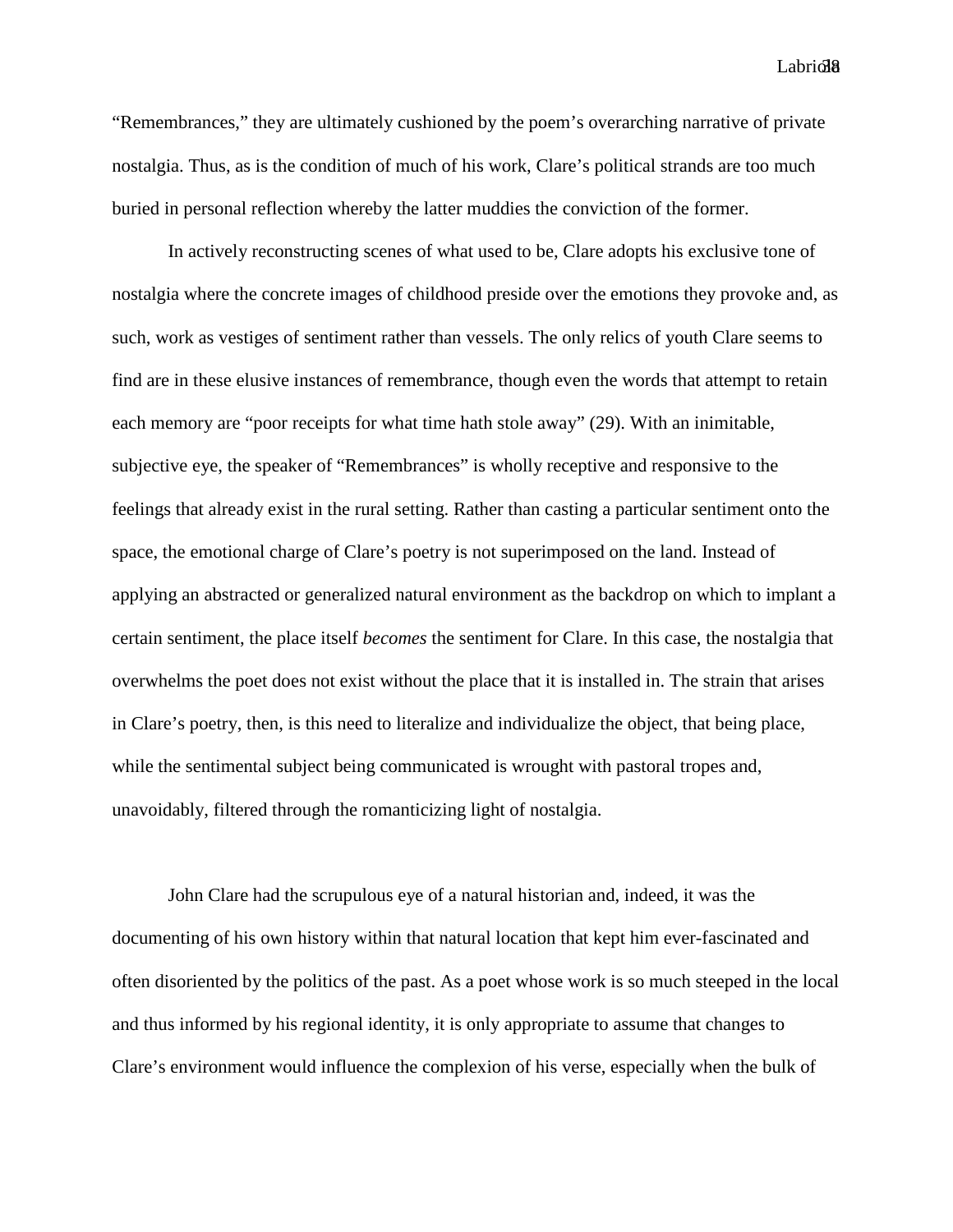"Remembrances," they are ultimately cushioned by the poem's overarching narrative of private nostalgia. Thus, as is the condition of much of his work, Clare's political strands are too much buried in personal reflection whereby the latter muddies the conviction of the former.

In actively reconstructing scenes of what used to be, Clare adopts his exclusive tone of nostalgia where the concrete images of childhood preside over the emotions they provoke and, as such, work as vestiges of sentiment rather than vessels. The only relics of youth Clare seems to find are in these elusive instances of remembrance, though even the words that attempt to retain each memory are "poor receipts for what time hath stole away" (29). With an inimitable, subjective eye, the speaker of "Remembrances" is wholly receptive and responsive to the feelings that already exist in the rural setting. Rather than casting a particular sentiment onto the space, the emotional charge of Clare's poetry is not superimposed on the land. Instead of applying an abstracted or generalized natural environment as the backdrop on which to implant a certain sentiment, the place itself *becomes* the sentiment for Clare. In this case, the nostalgia that overwhelms the poet does not exist without the place that it is installed in. The strain that arises in Clare's poetry, then, is this need to literalize and individualize the object, that being place, while the sentimental subject being communicated is wrought with pastoral tropes and, unavoidably, filtered through the romanticizing light of nostalgia.

John Clare had the scrupulous eye of a natural historian and, indeed, it was the documenting of his own history within that natural location that kept him ever-fascinated and often disoriented by the politics of the past. As a poet whose work is so much steeped in the local and thus informed by his regional identity, it is only appropriate to assume that changes to Clare's environment would influence the complexion of his verse, especially when the bulk of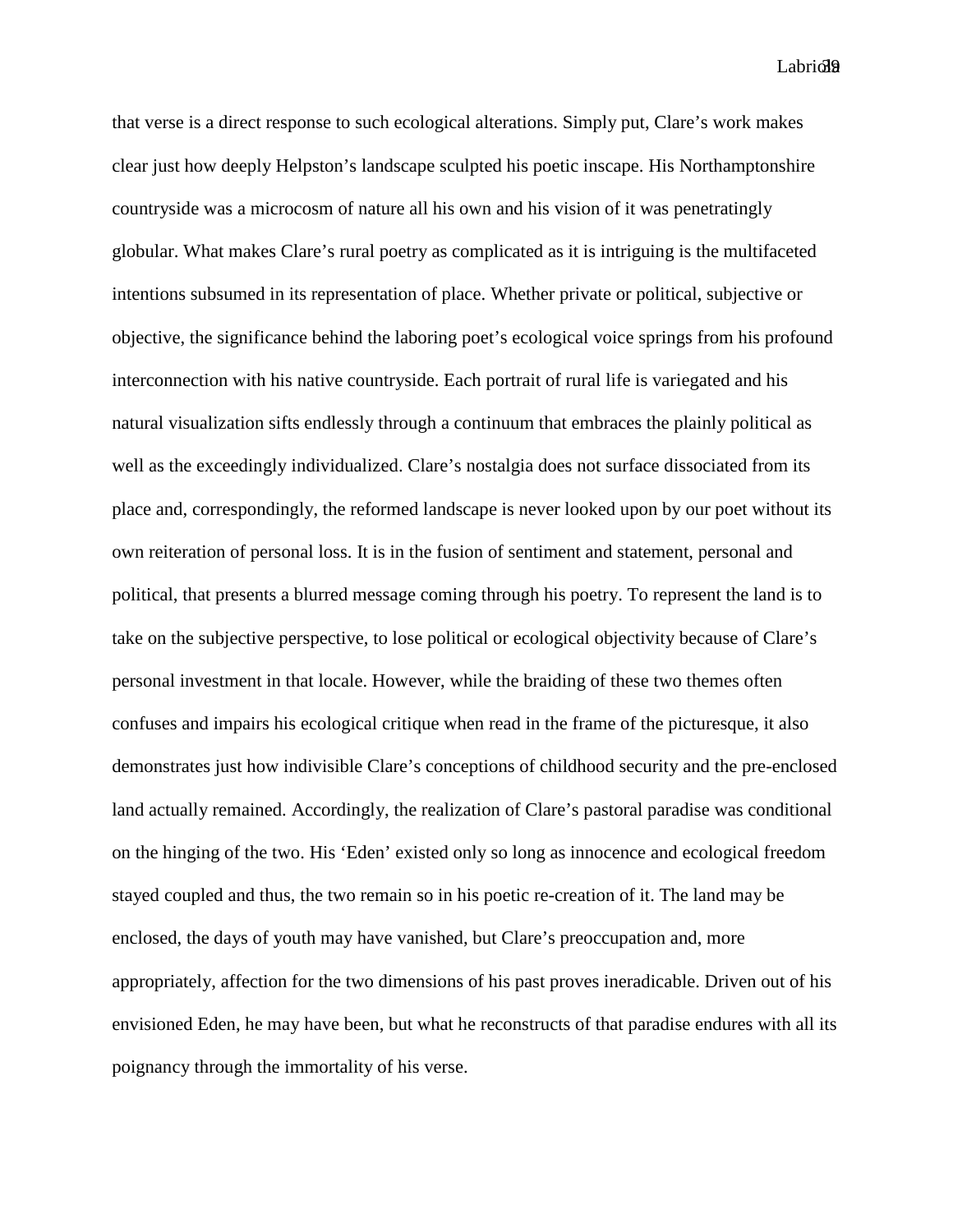that verse is a direct response to such ecological alterations. Simply put, Clare's work makes clear just how deeply Helpston's landscape sculpted his poetic inscape. His Northamptonshire countryside was a microcosm of nature all his own and his vision of it was penetratingly globular. What makes Clare's rural poetry as complicated as it is intriguing is the multifaceted intentions subsumed in its representation of place. Whether private or political, subjective or objective, the significance behind the laboring poet's ecological voice springs from his profound interconnection with his native countryside. Each portrait of rural life is variegated and his natural visualization sifts endlessly through a continuum that embraces the plainly political as well as the exceedingly individualized. Clare's nostalgia does not surface dissociated from its place and, correspondingly, the reformed landscape is never looked upon by our poet without its own reiteration of personal loss. It is in the fusion of sentiment and statement, personal and political, that presents a blurred message coming through his poetry. To represent the land is to take on the subjective perspective, to lose political or ecological objectivity because of Clare's personal investment in that locale. However, while the braiding of these two themes often confuses and impairs his ecological critique when read in the frame of the picturesque, it also demonstrates just how indivisible Clare's conceptions of childhood security and the pre-enclosed land actually remained. Accordingly, the realization of Clare's pastoral paradise was conditional on the hinging of the two. His 'Eden' existed only so long as innocence and ecological freedom stayed coupled and thus, the two remain so in his poetic re-creation of it. The land may be enclosed, the days of youth may have vanished, but Clare's preoccupation and, more appropriately, affection for the two dimensions of his past proves ineradicable. Driven out of his envisioned Eden, he may have been, but what he reconstructs of that paradise endures with all its poignancy through the immortality of his verse.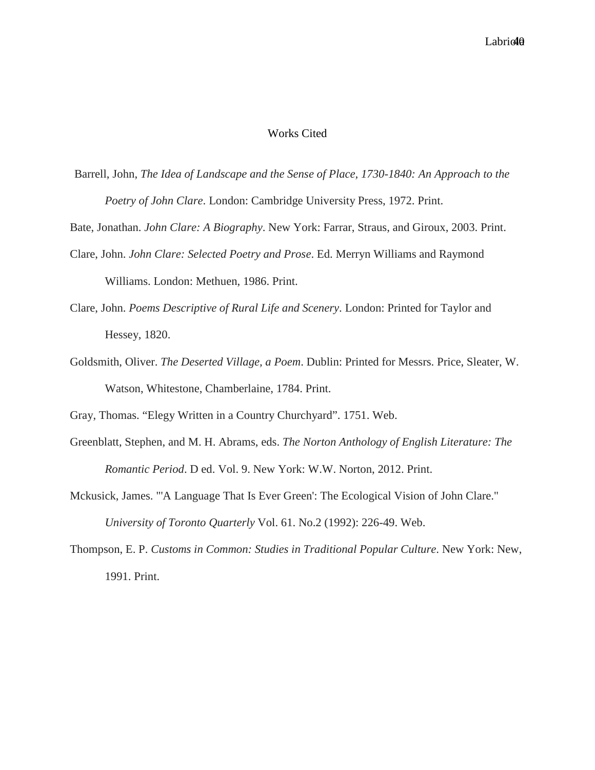# Works Cited

Barrell, John, *The Idea of Landscape and the Sense of Place, 1730-1840: An Approach to the Poetry of John Clare*. London: Cambridge University Press, 1972. Print.

Bate, Jonathan. *John Clare: A Biography*. New York: Farrar, Straus, and Giroux, 2003. Print.

Clare, John. *John Clare: Selected Poetry and Prose*. Ed. Merryn Williams and Raymond Williams. London: Methuen, 1986. Print.

Clare, John. *Poems Descriptive of Rural Life and Scenery*. London: Printed for Taylor and Hessey, 1820.

Goldsmith, Oliver. *The Deserted Village, a Poem*. Dublin: Printed for Messrs. Price, Sleater, W. Watson, Whitestone, Chamberlaine, 1784. Print.

Gray, Thomas. "Elegy Written in a Country Churchyard". 1751. Web.

Greenblatt, Stephen, and M. H. Abrams, eds. *The Norton Anthology of English Literature: The Romantic Period*. D ed. Vol. 9. New York: W.W. Norton, 2012. Print.

Mckusick, James. "'A Language That Is Ever Green': The Ecological Vision of John Clare." *University of Toronto Quarterly* Vol. 61. No.2 (1992): 226-49. Web.

Thompson, E. P. *Customs in Common: Studies in Traditional Popular Culture*. New York: New, 1991. Print.